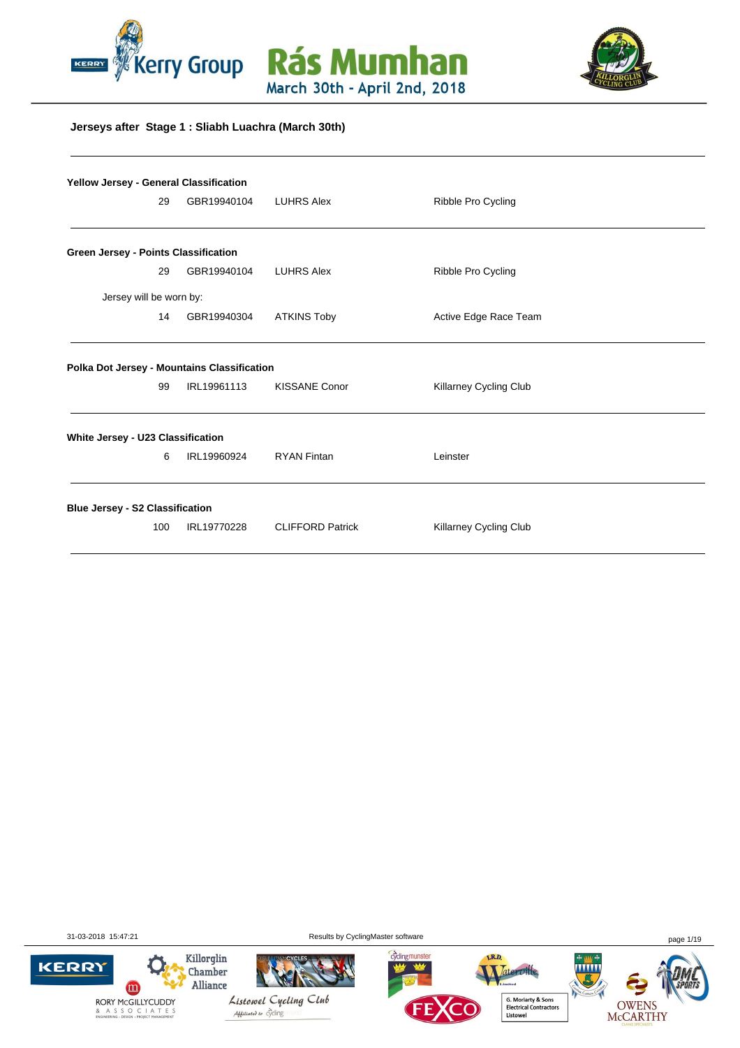# Kerry Group Rás Mumhan

March 30th - April 2nd, 2018

## Jerseys after Stage 1 : Sliabh Luachra (March 30th)

**Yellow Jersey - General Classification**

| | | | |
|---|---|---|---|
| 29 | GBR19940104 | LUHRS Alex | Ribble Pro Cycling |

**Green Jersey - Points Classification**

| | | | |
|---|---|---|---|
| 29 | GBR19940104 | LUHRS Alex | Ribble Pro Cycling |

Jersey will be worn by:

| | | | |
|---|---|---|---|
| 14 | GBR19940304 | ATKINS Toby | Active Edge Race Team |

**Polka Dot Jersey - Mountains Classification**

| | | | |
|---|---|---|---|
| 99 | IRL19961113 | KISSANE Conor | Killarney Cycling Club |

**White Jersey - U23 Classification**

| | | | |
|---|---|---|---|
| 6 | IRL19960924 | RYAN Fintan | Leinster |

**Blue Jersey - S2 Classification**

| | | | |
|---|---|---|---|
| 100 | IRL19770228 | CLIFFORD Patrick | Killarney Cycling Club |

31-03-2018 15:47:21 Results by CyclingMaster software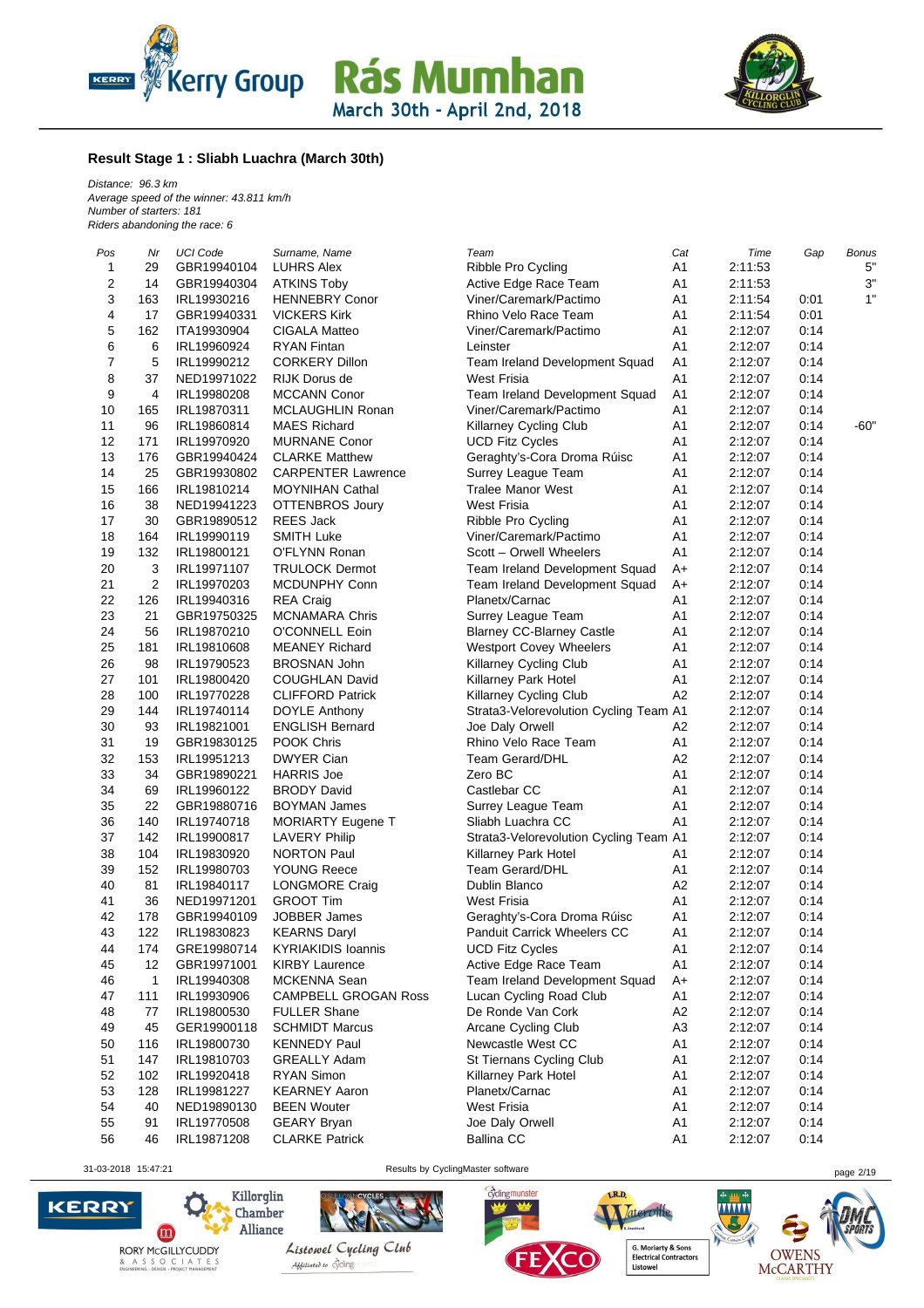## Result Stage 1 : Sliabh Luachra (March 30th)

*Distance: 96.3 km*
*Average speed of the winner: 43.811 km/h*
*Number of starters: 181*
*Riders abandoning the race: 6*

| Pos | Nr | UCI Code | Surname, Name | Team | Cat | Time | Gap | Bonus |
|---|---|---|---|---|---|---|---|---|
| 1 | 29 | GBR19940104 | LUHRS Alex | Ribble Pro Cycling | A1 | 2:11:53 | | 5" |
| 2 | 14 | GBR19940304 | ATKINS Toby | Active Edge Race Team | A1 | 2:11:53 | | 3" |
| 3 | 163 | IRL19930216 | HENNEBRY Conor | Viner/Caremark/Pactimo | A1 | 2:11:54 | 0:01 | 1" |
| 4 | 17 | GBR19940331 | VICKERS Kirk | Rhino Velo Race Team | A1 | 2:11:54 | 0:01 | |
| 5 | 162 | ITA19930904 | CIGALA Matteo | Viner/Caremark/Pactimo | A1 | 2:12:07 | 0:14 | |
| 6 | 6 | IRL19960924 | RYAN Fintan | Leinster | A1 | 2:12:07 | 0:14 | |
| 7 | 5 | IRL19990212 | CORKERY Dillon | Team Ireland Development Squad | A1 | 2:12:07 | 0:14 | |
| 8 | 37 | NED19971022 | RIJK Dorus de | West Frisia | A1 | 2:12:07 | 0:14 | |
| 9 | 4 | IRL19980208 | MCCANN Conor | Team Ireland Development Squad | A1 | 2:12:07 | 0:14 | |
| 10 | 165 | IRL19870311 | MCLAUGHLIN Ronan | Viner/Caremark/Pactimo | A1 | 2:12:07 | 0:14 | |
| 11 | 96 | IRL19860814 | MAES Richard | Killarney Cycling Club | A1 | 2:12:07 | 0:14 | -60" |
| 12 | 171 | IRL19970920 | MURNANE Conor | UCD Fitz Cycles | A1 | 2:12:07 | 0:14 | |
| 13 | 176 | GBR19940424 | CLARKE Matthew | Geraghty's-Cora Droma Rúisc | A1 | 2:12:07 | 0:14 | |
| 14 | 25 | GBR19930802 | CARPENTER Lawrence | Surrey League Team | A1 | 2:12:07 | 0:14 | |
| 15 | 166 | IRL19810214 | MOYNIHAN Cathal | Tralee Manor West | A1 | 2:12:07 | 0:14 | |
| 16 | 38 | NED19941223 | OTTENBROS Joury | West Frisia | A1 | 2:12:07 | 0:14 | |
| 17 | 30 | GBR19890512 | REES Jack | Ribble Pro Cycling | A1 | 2:12:07 | 0:14 | |
| 18 | 164 | IRL19990119 | SMITH Luke | Viner/Caremark/Pactimo | A1 | 2:12:07 | 0:14 | |
| 19 | 132 | IRL19800121 | O'FLYNN Ronan | Scott – Orwell Wheelers | A1 | 2:12:07 | 0:14 | |
| 20 | 3 | IRL19971107 | TRULOCK Dermot | Team Ireland Development Squad | A+ | 2:12:07 | 0:14 | |
| 21 | 2 | IRL19970203 | MCDUNPHY Conn | Team Ireland Development Squad | A+ | 2:12:07 | 0:14 | |
| 22 | 126 | IRL19940316 | REA Craig | Planetx/Carnac | A1 | 2:12:07 | 0:14 | |
| 23 | 21 | GBR19750325 | MCNAMARA Chris | Surrey League Team | A1 | 2:12:07 | 0:14 | |
| 24 | 56 | IRL19870210 | O'CONNELL Eoin | Blarney CC-Blarney Castle | A1 | 2:12:07 | 0:14 | |
| 25 | 181 | IRL19810608 | MEANEY Richard | Westport Covey Wheelers | A1 | 2:12:07 | 0:14 | |
| 26 | 98 | IRL19790523 | BROSNAN John | Killarney Cycling Club | A1 | 2:12:07 | 0:14 | |
| 27 | 101 | IRL19800420 | COUGHLAN David | Killarney Park Hotel | A1 | 2:12:07 | 0:14 | |
| 28 | 100 | IRL19770228 | CLIFFORD Patrick | Killarney Cycling Club | A2 | 2:12:07 | 0:14 | |
| 29 | 144 | IRL19740114 | DOYLE Anthony | Strata3-Velorevolution Cycling Team | A1 | 2:12:07 | 0:14 | |
| 30 | 93 | IRL19821001 | ENGLISH Bernard | Joe Daly Orwell | A2 | 2:12:07 | 0:14 | |
| 31 | 19 | GBR19830125 | POOK Chris | Rhino Velo Race Team | A1 | 2:12:07 | 0:14 | |
| 32 | 153 | IRL19951213 | DWYER Cian | Team Gerard/DHL | A2 | 2:12:07 | 0:14 | |
| 33 | 34 | GBR19890221 | HARRIS Joe | Zero BC | A1 | 2:12:07 | 0:14 | |
| 34 | 69 | IRL19960122 | BRODY David | Castlebar CC | A1 | 2:12:07 | 0:14 | |
| 35 | 22 | GBR19880716 | BOYMAN James | Surrey League Team | A1 | 2:12:07 | 0:14 | |
| 36 | 140 | IRL19740718 | MORIARTY Eugene T | Sliabh Luachra CC | A1 | 2:12:07 | 0:14 | |
| 37 | 142 | IRL19900817 | LAVERY Philip | Strata3-Velorevolution Cycling Team | A1 | 2:12:07 | 0:14 | |
| 38 | 104 | IRL19830920 | NORTON Paul | Killarney Park Hotel | A1 | 2:12:07 | 0:14 | |
| 39 | 152 | IRL19980703 | YOUNG Reece | Team Gerard/DHL | A1 | 2:12:07 | 0:14 | |
| 40 | 81 | IRL19840117 | LONGMORE Craig | Dublin Blanco | A2 | 2:12:07 | 0:14 | |
| 41 | 36 | NED19971201 | GROOT Tim | West Frisia | A1 | 2:12:07 | 0:14 | |
| 42 | 178 | GBR19940109 | JOBBER James | Geraghty's-Cora Droma Rúisc | A1 | 2:12:07 | 0:14 | |
| 43 | 122 | IRL19830823 | KEARNS Daryl | Panduit Carrick Wheelers CC | A1 | 2:12:07 | 0:14 | |
| 44 | 174 | GRE19980714 | KYRIAKIDIS Ioannis | UCD Fitz Cycles | A1 | 2:12:07 | 0:14 | |
| 45 | 12 | GBR19971001 | KIRBY Laurence | Active Edge Race Team | A1 | 2:12:07 | 0:14 | |
| 46 | 1 | IRL19940308 | MCKENNA Sean | Team Ireland Development Squad | A+ | 2:12:07 | 0:14 | |
| 47 | 111 | IRL19930906 | CAMPBELL GROGAN Ross | Lucan Cycling Road Club | A1 | 2:12:07 | 0:14 | |
| 48 | 77 | IRL19800530 | FULLER Shane | De Ronde Van Cork | A2 | 2:12:07 | 0:14 | |
| 49 | 45 | GER19900118 | SCHMIDT Marcus | Arcane Cycling Club | A3 | 2:12:07 | 0:14 | |
| 50 | 116 | IRL19800730 | KENNEDY Paul | Newcastle West CC | A1 | 2:12:07 | 0:14 | |
| 51 | 147 | IRL19810703 | GREALLY Adam | St Tiernans Cycling Club | A1 | 2:12:07 | 0:14 | |
| 52 | 102 | IRL19920418 | RYAN Simon | Killarney Park Hotel | A1 | 2:12:07 | 0:14 | |
| 53 | 128 | IRL19981227 | KEARNEY Aaron | Planetx/Carnac | A1 | 2:12:07 | 0:14 | |
| 54 | 40 | NED19890130 | BEEN Wouter | West Frisia | A1 | 2:12:07 | 0:14 | |
| 55 | 91 | IRL19770508 | GEARY Bryan | Joe Daly Orwell | A1 | 2:12:07 | 0:14 | |
| 56 | 46 | IRL19871208 | CLARKE Patrick | Ballina CC | A1 | 2:12:07 | 0:14 | |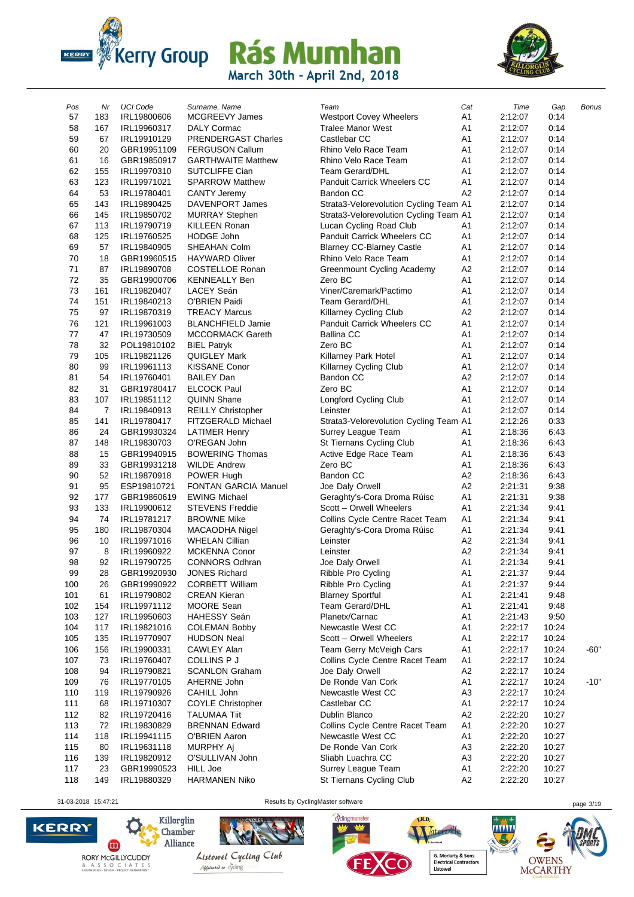| Pos | Nr | UCI Code | Surname, Name | Team | Cat | Time | Gap | Bonus |
|---|---|---|---|---|---|---|---|---|
| 57 | 183 | IRL19800606 | MCGREEVY James | Westport Covey Wheelers | A1 | 2:12:07 | 0:14 | |
| 58 | 167 | IRL19960317 | DALY Cormac | Tralee Manor West | A1 | 2:12:07 | 0:14 | |
| 59 | 67 | IRL19910129 | PRENDERGAST Charles | Castlebar CC | A1 | 2:12:07 | 0:14 | |
| 60 | 20 | GBR19951109 | FERGUSON Callum | Rhino Velo Race Team | A1 | 2:12:07 | 0:14 | |
| 61 | 16 | GBR19850917 | GARTHWAITE Matthew | Rhino Velo Race Team | A1 | 2:12:07 | 0:14 | |
| 62 | 155 | IRL19970310 | SUTCLIFFE Cian | Team Gerard/DHL | A1 | 2:12:07 | 0:14 | |
| 63 | 123 | IRL19971021 | SPARROW Matthew | Panduit Carrick Wheelers CC | A1 | 2:12:07 | 0:14 | |
| 64 | 53 | IRL19780401 | CANTY Jeremy | Bandon CC | A2 | 2:12:07 | 0:14 | |
| 65 | 143 | IRL19890425 | DAVENPORT James | Strata3-Velorevolution Cycling Team | A1 | 2:12:07 | 0:14 | |
| 66 | 145 | IRL19850702 | MURRAY Stephen | Strata3-Velorevolution Cycling Team | A1 | 2:12:07 | 0:14 | |
| 67 | 113 | IRL19790719 | KILLEEN Ronan | Lucan Cycling Road Club | A1 | 2:12:07 | 0:14 | |
| 68 | 125 | IRL19760525 | HODGE John | Panduit Carrick Wheelers CC | A1 | 2:12:07 | 0:14 | |
| 69 | 57 | IRL19840905 | SHEAHAN Colm | Blarney CC-Blarney Castle | A1 | 2:12:07 | 0:14 | |
| 70 | 18 | GBR19960515 | HAYWARD Oliver | Rhino Velo Race Team | A1 | 2:12:07 | 0:14 | |
| 71 | 87 | IRL19890708 | COSTELLOE Ronan | Greenmount Cycling Academy | A2 | 2:12:07 | 0:14 | |
| 72 | 35 | GBR19900706 | KENNEALLY Ben | Zero BC | A1 | 2:12:07 | 0:14 | |
| 73 | 161 | IRL19820407 | LACEY Seán | Viner/Caremark/Pactimo | A1 | 2:12:07 | 0:14 | |
| 74 | 151 | IRL19840213 | O'BRIEN Paidi | Team Gerard/DHL | A1 | 2:12:07 | 0:14 | |
| 75 | 97 | IRL19870319 | TREACY Marcus | Killarney Cycling Club | A2 | 2:12:07 | 0:14 | |
| 76 | 121 | IRL19961003 | BLANCHFIELD Jamie | Panduit Carrick Wheelers CC | A1 | 2:12:07 | 0:14 | |
| 77 | 47 | IRL19730509 | MCCORMACK Gareth | Ballina CC | A1 | 2:12:07 | 0:14 | |
| 78 | 32 | POL19810102 | BIEL Patryk | Zero BC | A1 | 2:12:07 | 0:14 | |
| 79 | 105 | IRL19821126 | QUIGLEY Mark | Killarney Park Hotel | A1 | 2:12:07 | 0:14 | |
| 80 | 99 | IRL19961113 | KISSANE Conor | Killarney Cycling Club | A1 | 2:12:07 | 0:14 | |
| 81 | 54 | IRL19760401 | BAILEY Dan | Bandon CC | A2 | 2:12:07 | 0:14 | |
| 82 | 31 | GBR19780417 | ELCOCK Paul | Zero BC | A1 | 2:12:07 | 0:14 | |
| 83 | 107 | IRL19851112 | QUINN Shane | Longford Cycling Club | A1 | 2:12:07 | 0:14 | |
| 84 | 7 | IRL19840913 | REILLY Christopher | Leinster | A1 | 2:12:07 | 0:14 | |
| 85 | 141 | IRL19780417 | FITZGERALD Michael | Strata3-Velorevolution Cycling Team | A1 | 2:12:26 | 0:33 | |
| 86 | 24 | GBR19930324 | LATIMER Henry | Surrey League Team | A1 | 2:18:36 | 6:43 | |
| 87 | 148 | IRL19830703 | O'REGAN John | St Tiernans Cycling Club | A1 | 2:18:36 | 6:43 | |
| 88 | 15 | GBR19940915 | BOWERING Thomas | Active Edge Race Team | A1 | 2:18:36 | 6:43 | |
| 89 | 33 | GBR19931218 | WILDE Andrew | Zero BC | A1 | 2:18:36 | 6:43 | |
| 90 | 52 | IRL19870918 | POWER Hugh | Bandon CC | A2 | 2:18:36 | 6:43 | |
| 91 | 95 | ESP19810721 | FONTAN GARCIA Manuel | Joe Daly Orwell | A2 | 2:21:31 | 9:38 | |
| 92 | 177 | GBR19860619 | EWING Michael | Geraghty's-Cora Droma Rúisc | A1 | 2:21:31 | 9:38 | |
| 93 | 133 | IRL19900612 | STEVENS Freddie | Scott – Orwell Wheelers | A1 | 2:21:34 | 9:41 | |
| 94 | 74 | IRL19781217 | BROWNE Mike | Collins Cycle Centre Racet Team | A1 | 2:21:34 | 9:41 | |
| 95 | 180 | IRL19870304 | MACAODHA Nigel | Geraghty's-Cora Droma Rúisc | A1 | 2:21:34 | 9:41 | |
| 96 | 10 | IRL19971016 | WHELAN Cillian | Leinster | A2 | 2:21:34 | 9:41 | |
| 97 | 8 | IRL19960922 | MCKENNA Conor | Leinster | A2 | 2:21:34 | 9:41 | |
| 98 | 92 | IRL19790725 | CONNORS Odhran | Joe Daly Orwell | A1 | 2:21:34 | 9:41 | |
| 99 | 28 | GBR19920930 | JONES Richard | Ribble Pro Cycling | A1 | 2:21:37 | 9:44 | |
| 100 | 26 | GBR19990922 | CORBETT William | Ribble Pro Cycling | A1 | 2:21:37 | 9:44 | |
| 101 | 61 | IRL19790802 | CREAN Kieran | Blarney Sportful | A1 | 2:21:41 | 9:48 | |
| 102 | 154 | IRL19971112 | MOORE Sean | Team Gerard/DHL | A1 | 2:21:41 | 9:48 | |
| 103 | 127 | IRL19950603 | HAHESSY Seán | Planetx/Carnac | A1 | 2:21:43 | 9:50 | |
| 104 | 117 | IRL19821016 | COLEMAN Bobby | Newcastle West CC | A1 | 2:22:17 | 10:24 | |
| 105 | 135 | IRL19770907 | HUDSON Neal | Scott – Orwell Wheelers | A1 | 2:22:17 | 10:24 | |
| 106 | 156 | IRL19900331 | CAWLEY Alan | Team Gerry McVeigh Cars | A1 | 2:22:17 | 10:24 | -60" |
| 107 | 73 | IRL19760407 | COLLINS P J | Collins Cycle Centre Racet Team | A1 | 2:22:17 | 10:24 | |
| 108 | 94 | IRL19790821 | SCANLON Graham | Joe Daly Orwell | A2 | 2:22:17 | 10:24 | |
| 109 | 76 | IRL19770105 | AHERNE John | De Ronde Van Cork | A1 | 2:22:17 | 10:24 | -10" |
| 110 | 119 | IRL19790926 | CAHILL John | Newcastle West CC | A3 | 2:22:17 | 10:24 | |
| 111 | 68 | IRL19710307 | COYLE Christopher | Castlebar CC | A1 | 2:22:17 | 10:24 | |
| 112 | 82 | IRL19720416 | TALUMAA Tiit | Dublin Blanco | A2 | 2:22:20 | 10:27 | |
| 113 | 72 | IRL19830829 | BRENNAN Edward | Collins Cycle Centre Racet Team | A1 | 2:22:20 | 10:27 | |
| 114 | 118 | IRL19941115 | O'BRIEN Aaron | Newcastle West CC | A1 | 2:22:20 | 10:27 | |
| 115 | 80 | IRL19631118 | MURPHY Aj | De Ronde Van Cork | A3 | 2:22:20 | 10:27 | |
| 116 | 139 | IRL19820912 | O'SULLIVAN John | Sliabh Luachra CC | A3 | 2:22:20 | 10:27 | |
| 117 | 23 | GBR19990523 | HILL Joe | Surrey League Team | A1 | 2:22:20 | 10:27 | |
| 118 | 149 | IRL19880329 | HARMANEN Niko | St Tiernans Cycling Club | A2 | 2:22:20 | 10:27 | |

31-03-2018 15:47:21 — Results by CyclingMaster software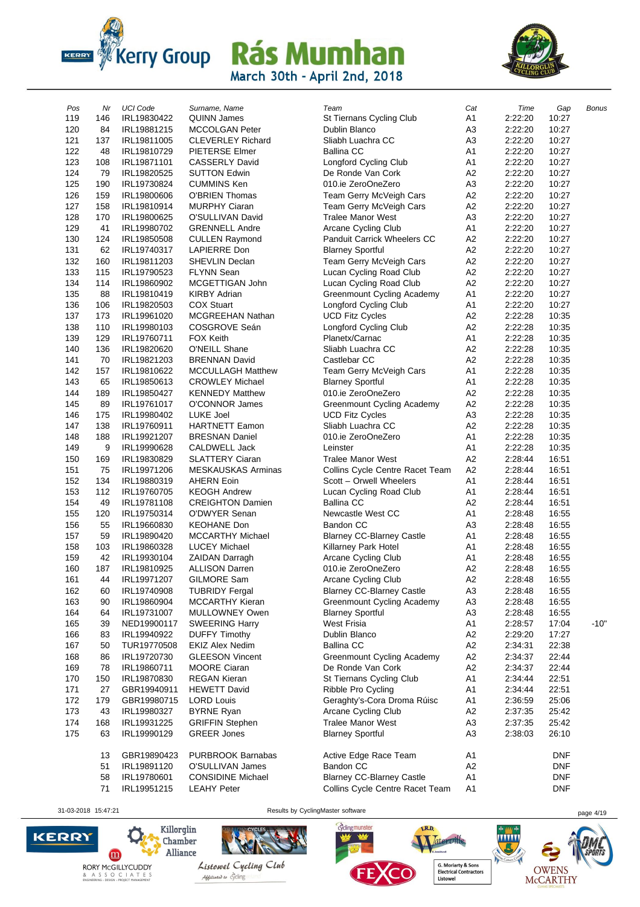| Pos | Nr | UCI Code | Surname, Name | Team | Cat | Time | Gap | Bonus |
|---|---|---|---|---|---|---|---|---|
| 119 | 146 | IRL19830422 | QUINN James | St Tiernans Cycling Club | A1 | 2:22:20 | 10:27 | |
| 120 | 84 | IRL19881215 | MCCOLGAN Peter | Dublin Blanco | A3 | 2:22:20 | 10:27 | |
| 121 | 137 | IRL19811005 | CLEVERLEY Richard | Sliabh Luachra CC | A3 | 2:22:20 | 10:27 | |
| 122 | 48 | IRL19810729 | PIETERSE Elmer | Ballina CC | A1 | 2:22:20 | 10:27 | |
| 123 | 108 | IRL19871101 | CASSERLY David | Longford Cycling Club | A1 | 2:22:20 | 10:27 | |
| 124 | 79 | IRL19820525 | SUTTON Edwin | De Ronde Van Cork | A2 | 2:22:20 | 10:27 | |
| 125 | 190 | IRL19730824 | CUMMINS Ken | 010.ie ZeroOneZero | A3 | 2:22:20 | 10:27 | |
| 126 | 159 | IRL19800606 | O'BRIEN Thomas | Team Gerry McVeigh Cars | A2 | 2:22:20 | 10:27 | |
| 127 | 158 | IRL19810914 | MURPHY Ciaran | Team Gerry McVeigh Cars | A2 | 2:22:20 | 10:27 | |
| 128 | 170 | IRL19800625 | O'SULLIVAN David | Tralee Manor West | A3 | 2:22:20 | 10:27 | |
| 129 | 41 | IRL19980702 | GRENNELL Andre | Arcane Cycling Club | A1 | 2:22:20 | 10:27 | |
| 130 | 124 | IRL19850508 | CULLEN Raymond | Panduit Carrick Wheelers CC | A2 | 2:22:20 | 10:27 | |
| 131 | 62 | IRL19740317 | LAPIERRE Don | Blarney Sportful | A2 | 2:22:20 | 10:27 | |
| 132 | 160 | IRL19811203 | SHEVLIN Declan | Team Gerry McVeigh Cars | A2 | 2:22:20 | 10:27 | |
| 133 | 115 | IRL19790523 | FLYNN Sean | Lucan Cycling Road Club | A2 | 2:22:20 | 10:27 | |
| 134 | 114 | IRL19860902 | MCGETTIGAN John | Lucan Cycling Road Club | A2 | 2:22:20 | 10:27 | |
| 135 | 88 | IRL19810419 | KIRBY Adrian | Greenmount Cycling Academy | A1 | 2:22:20 | 10:27 | |
| 136 | 106 | IRL19820503 | COX Stuart | Longford Cycling Club | A1 | 2:22:20 | 10:27 | |
| 137 | 173 | IRL19961020 | MCGREEHAN Nathan | UCD Fitz Cycles | A2 | 2:22:28 | 10:35 | |
| 138 | 110 | IRL19980103 | COSGROVE Seán | Longford Cycling Club | A2 | 2:22:28 | 10:35 | |
| 139 | 129 | IRL19760711 | FOX Keith | Planetx/Carnac | A1 | 2:22:28 | 10:35 | |
| 140 | 136 | IRL19820620 | O'NEILL Shane | Sliabh Luachra CC | A2 | 2:22:28 | 10:35 | |
| 141 | 70 | IRL19821203 | BRENNAN David | Castlebar CC | A2 | 2:22:28 | 10:35 | |
| 142 | 157 | IRL19810622 | MCCULLAGH Matthew | Team Gerry McVeigh Cars | A1 | 2:22:28 | 10:35 | |
| 143 | 65 | IRL19850613 | CROWLEY Michael | Blarney Sportful | A1 | 2:22:28 | 10:35 | |
| 144 | 189 | IRL19850427 | KENNEDY Matthew | 010.ie ZeroOneZero | A2 | 2:22:28 | 10:35 | |
| 145 | 89 | IRL19761017 | O'CONNOR James | Greenmount Cycling Academy | A2 | 2:22:28 | 10:35 | |
| 146 | 175 | IRL19980402 | LUKE Joel | UCD Fitz Cycles | A3 | 2:22:28 | 10:35 | |
| 147 | 138 | IRL19760911 | HARTNETT Eamon | Sliabh Luachra CC | A2 | 2:22:28 | 10:35 | |
| 148 | 188 | IRL19921207 | BRESNAN Daniel | 010.ie ZeroOneZero | A1 | 2:22:28 | 10:35 | |
| 149 | 9 | IRL19990628 | CALDWELL Jack | Leinster | A1 | 2:22:28 | 10:35 | |
| 150 | 169 | IRL19830829 | SLATTERY Ciaran | Tralee Manor West | A2 | 2:28:44 | 16:51 | |
| 151 | 75 | IRL19971206 | MESKAUSKAS Arminas | Collins Cycle Centre Racet Team | A2 | 2:28:44 | 16:51 | |
| 152 | 134 | IRL19880319 | AHERN Eoin | Scott – Orwell Wheelers | A1 | 2:28:44 | 16:51 | |
| 153 | 112 | IRL19760705 | KEOGH Andrew | Lucan Cycling Road Club | A1 | 2:28:44 | 16:51 | |
| 154 | 49 | IRL19781108 | CREIGHTON Damien | Ballina CC | A2 | 2:28:44 | 16:51 | |
| 155 | 120 | IRL19750314 | O'DWYER Senan | Newcastle West CC | A1 | 2:28:48 | 16:55 | |
| 156 | 55 | IRL19660830 | KEOHANE Don | Bandon CC | A3 | 2:28:48 | 16:55 | |
| 157 | 59 | IRL19890420 | MCCARTHY Michael | Blarney CC-Blarney Castle | A1 | 2:28:48 | 16:55 | |
| 158 | 103 | IRL19860328 | LUCEY Michael | Killarney Park Hotel | A1 | 2:28:48 | 16:55 | |
| 159 | 42 | IRL19930104 | ZAIDAN Darragh | Arcane Cycling Club | A1 | 2:28:48 | 16:55 | |
| 160 | 187 | IRL19810925 | ALLISON Darren | 010.ie ZeroOneZero | A2 | 2:28:48 | 16:55 | |
| 161 | 44 | IRL19971207 | GILMORE Sam | Arcane Cycling Club | A2 | 2:28:48 | 16:55 | |
| 162 | 60 | IRL19740908 | TUBRIDY Fergal | Blarney CC-Blarney Castle | A3 | 2:28:48 | 16:55 | |
| 163 | 90 | IRL19860904 | MCCARTHY Kieran | Greenmount Cycling Academy | A3 | 2:28:48 | 16:55 | |
| 164 | 64 | IRL19731007 | MULLOWNEY Owen | Blarney Sportful | A3 | 2:28:48 | 16:55 | |
| 165 | 39 | NED19900117 | SWEERING Harry | West Frisia | A1 | 2:28:57 | 17:04 | -10" |
| 166 | 83 | IRL19940922 | DUFFY Timothy | Dublin Blanco | A2 | 2:29:20 | 17:27 | |
| 167 | 50 | TUR19770508 | EKIZ Alex Nedim | Ballina CC | A2 | 2:34:31 | 22:38 | |
| 168 | 86 | IRL19720730 | GLEESON Vincent | Greenmount Cycling Academy | A2 | 2:34:37 | 22:44 | |
| 169 | 78 | IRL19860711 | MOORE Ciaran | De Ronde Van Cork | A2 | 2:34:37 | 22:44 | |
| 170 | 150 | IRL19870830 | REGAN Kieran | St Tiernans Cycling Club | A1 | 2:34:44 | 22:51 | |
| 171 | 27 | GBR19940911 | HEWETT David | Ribble Pro Cycling | A1 | 2:34:44 | 22:51 | |
| 172 | 179 | GBR19980715 | LORD Louis | Geraghty's-Cora Droma Rúisc | A1 | 2:36:59 | 25:06 | |
| 173 | 43 | IRL19980327 | BYRNE Ryan | Arcane Cycling Club | A2 | 2:37:35 | 25:42 | |
| 174 | 168 | IRL19931225 | GRIFFIN Stephen | Tralee Manor West | A3 | 2:37:35 | 25:42 | |
| 175 | 63 | IRL19990129 | GREER Jones | Blarney Sportful | A3 | 2:38:03 | 26:10 | |
| | 13 | GBR19890423 | PURBROOK Barnabas | Active Edge Race Team | A1 | | DNF | |
| | 51 | IRL19891120 | O'SULLIVAN James | Bandon CC | A2 | | DNF | |
| | 58 | IRL19780601 | CONSIDINE Michael | Blarney CC-Blarney Castle | A1 | | DNF | |
| | 71 | IRL19951215 | LEAHY Peter | Collins Cycle Centre Racet Team | A1 | | DNF | |

31-03-2018 15:47:21 Results by CyclingMaster software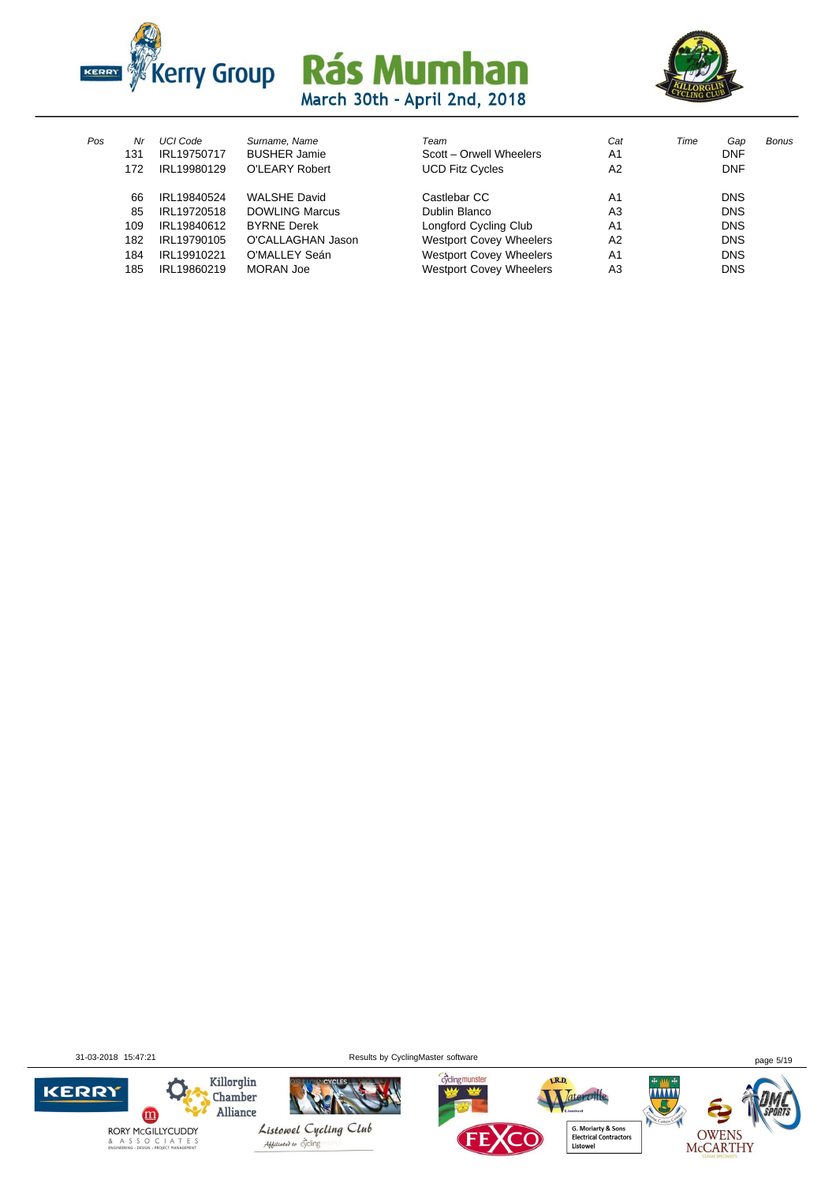# Rás Mumhan

March 30th - April 2nd, 2018

| Pos | Nr | UCI Code | Surname, Name | Team | Cat | Time | Gap | Bonus |
|---|---|---|---|---|---|---|---|---|
| | 131 | IRL19750717 | BUSHER Jamie | Scott – Orwell Wheelers | A1 | | DNF | |
| | 172 | IRL19980129 | O'LEARY Robert | UCD Fitz Cycles | A2 | | DNF | |
| | 66 | IRL19840524 | WALSHE David | Castlebar CC | A1 | | DNS | |
| | 85 | IRL19720518 | DOWLING Marcus | Dublin Blanco | A3 | | DNS | |
| | 109 | IRL19840612 | BYRNE Derek | Longford Cycling Club | A1 | | DNS | |
| | 182 | IRL19790105 | O'CALLAGHAN Jason | Westport Covey Wheelers | A2 | | DNS | |
| | 184 | IRL19910221 | O'MALLEY Seán | Westport Covey Wheelers | A1 | | DNS | |
| | 185 | IRL19860219 | MORAN Joe | Westport Covey Wheelers | A3 | | DNS | |

31-03-2018 15:47:21 Results by CyclingMaster software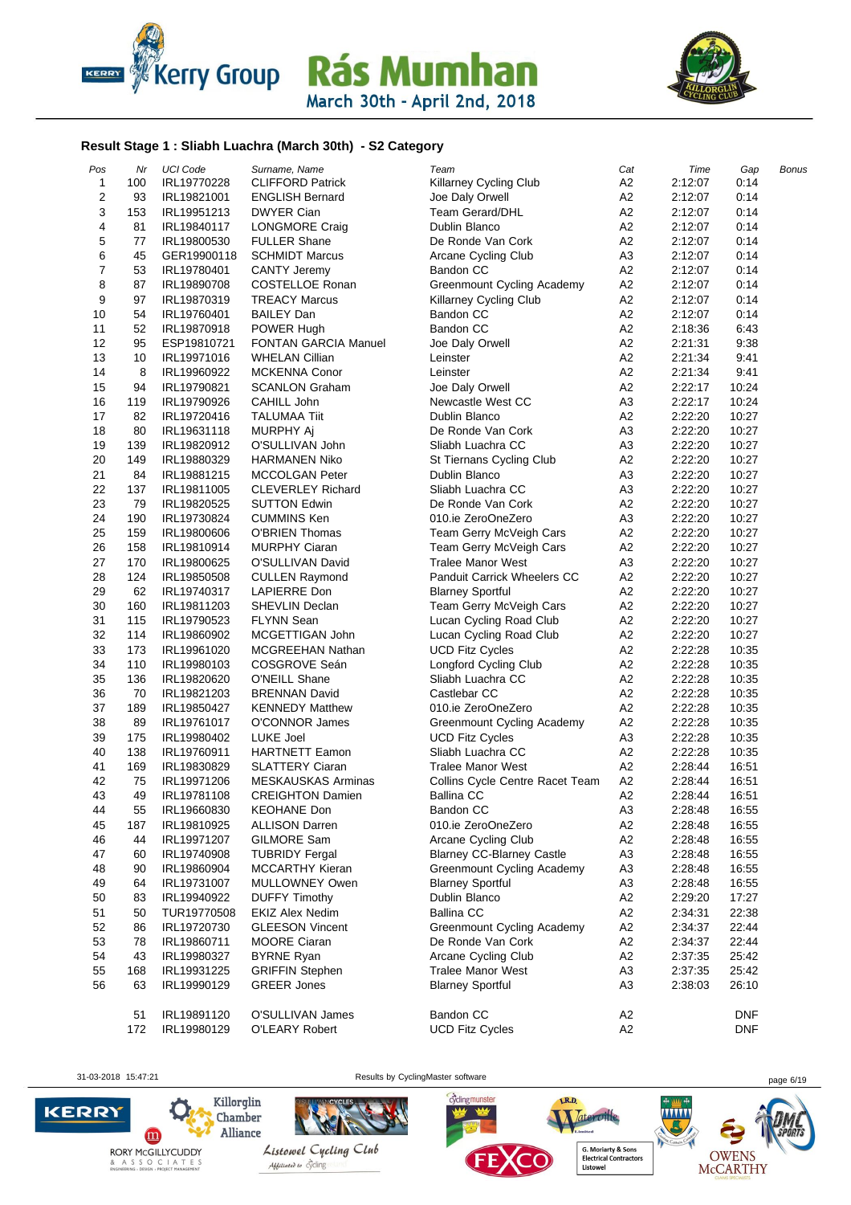Kerry Group Rás Mumhan

March 30th - April 2nd, 2018

### Result Stage 1 : Sliabh Luachra (March 30th) - S2 Category

| Pos | Nr | UCI Code | Surname, Name | Team | Cat | Time | Gap | Bonus |
|---|---|---|---|---|---|---|---|---|
| 1 | 100 | IRL19770228 | CLIFFORD Patrick | Killarney Cycling Club | A2 | 2:12:07 | 0:14 | |
| 2 | 93 | IRL19821001 | ENGLISH Bernard | Joe Daly Orwell | A2 | 2:12:07 | 0:14 | |
| 3 | 153 | IRL19951213 | DWYER Cian | Team Gerard/DHL | A2 | 2:12:07 | 0:14 | |
| 4 | 81 | IRL19840117 | LONGMORE Craig | Dublin Blanco | A2 | 2:12:07 | 0:14 | |
| 5 | 77 | IRL19800530 | FULLER Shane | De Ronde Van Cork | A2 | 2:12:07 | 0:14 | |
| 6 | 45 | GER19900118 | SCHMIDT Marcus | Arcane Cycling Club | A3 | 2:12:07 | 0:14 | |
| 7 | 53 | IRL19780401 | CANTY Jeremy | Bandon CC | A2 | 2:12:07 | 0:14 | |
| 8 | 87 | IRL19890708 | COSTELLOE Ronan | Greenmount Cycling Academy | A2 | 2:12:07 | 0:14 | |
| 9 | 97 | IRL19870319 | TREACY Marcus | Killarney Cycling Club | A2 | 2:12:07 | 0:14 | |
| 10 | 54 | IRL19760401 | BAILEY Dan | Bandon CC | A2 | 2:12:07 | 0:14 | |
| 11 | 52 | IRL19870918 | POWER Hugh | Bandon CC | A2 | 2:18:36 | 6:43 | |
| 12 | 95 | ESP19810721 | FONTAN GARCIA Manuel | Joe Daly Orwell | A2 | 2:21:31 | 9:38 | |
| 13 | 10 | IRL19971016 | WHELAN Cillian | Leinster | A2 | 2:21:34 | 9:41 | |
| 14 | 8 | IRL19960922 | MCKENNA Conor | Leinster | A2 | 2:21:34 | 9:41 | |
| 15 | 94 | IRL19790821 | SCANLON Graham | Joe Daly Orwell | A2 | 2:22:17 | 10:24 | |
| 16 | 119 | IRL19790926 | CAHILL John | Newcastle West CC | A3 | 2:22:17 | 10:24 | |
| 17 | 82 | IRL19720416 | TALUMAA Tiit | Dublin Blanco | A2 | 2:22:20 | 10:27 | |
| 18 | 80 | IRL19631118 | MURPHY Aj | De Ronde Van Cork | A3 | 2:22:20 | 10:27 | |
| 19 | 139 | IRL19820912 | O'SULLIVAN John | Sliabh Luachra CC | A3 | 2:22:20 | 10:27 | |
| 20 | 149 | IRL19880329 | HARMANEN Niko | St Tiernans Cycling Club | A2 | 2:22:20 | 10:27 | |
| 21 | 84 | IRL19881215 | MCCOLGAN Peter | Dublin Blanco | A3 | 2:22:20 | 10:27 | |
| 22 | 137 | IRL19811005 | CLEVERLEY Richard | Sliabh Luachra CC | A3 | 2:22:20 | 10:27 | |
| 23 | 79 | IRL19820525 | SUTTON Edwin | De Ronde Van Cork | A2 | 2:22:20 | 10:27 | |
| 24 | 190 | IRL19730824 | CUMMINS Ken | 010.ie ZeroOneZero | A3 | 2:22:20 | 10:27 | |
| 25 | 159 | IRL19800606 | O'BRIEN Thomas | Team Gerry McVeigh Cars | A2 | 2:22:20 | 10:27 | |
| 26 | 158 | IRL19810914 | MURPHY Ciaran | Team Gerry McVeigh Cars | A2 | 2:22:20 | 10:27 | |
| 27 | 170 | IRL19800625 | O'SULLIVAN David | Tralee Manor West | A3 | 2:22:20 | 10:27 | |
| 28 | 124 | IRL19850508 | CULLEN Raymond | Panduit Carrick Wheelers CC | A2 | 2:22:20 | 10:27 | |
| 29 | 62 | IRL19740317 | LAPIERRE Don | Blarney Sportful | A2 | 2:22:20 | 10:27 | |
| 30 | 160 | IRL19811203 | SHEVLIN Declan | Team Gerry McVeigh Cars | A2 | 2:22:20 | 10:27 | |
| 31 | 115 | IRL19790523 | FLYNN Sean | Lucan Cycling Road Club | A2 | 2:22:20 | 10:27 | |
| 32 | 114 | IRL19860902 | MCGETTIGAN John | Lucan Cycling Road Club | A2 | 2:22:20 | 10:27 | |
| 33 | 173 | IRL19961020 | MCGREEHAN Nathan | UCD Fitz Cycles | A2 | 2:22:28 | 10:35 | |
| 34 | 110 | IRL19980103 | COSGROVE Seán | Longford Cycling Club | A2 | 2:22:28 | 10:35 | |
| 35 | 136 | IRL19820620 | O'NEILL Shane | Sliabh Luachra CC | A2 | 2:22:28 | 10:35 | |
| 36 | 70 | IRL19821203 | BRENNAN David | Castlebar CC | A2 | 2:22:28 | 10:35 | |
| 37 | 189 | IRL19850427 | KENNEDY Matthew | 010.ie ZeroOneZero | A2 | 2:22:28 | 10:35 | |
| 38 | 89 | IRL19761017 | O'CONNOR James | Greenmount Cycling Academy | A2 | 2:22:28 | 10:35 | |
| 39 | 175 | IRL19980402 | LUKE Joel | UCD Fitz Cycles | A3 | 2:22:28 | 10:35 | |
| 40 | 138 | IRL19760911 | HARTNETT Eamon | Sliabh Luachra CC | A2 | 2:22:28 | 10:35 | |
| 41 | 169 | IRL19830829 | SLATTERY Ciaran | Tralee Manor West | A2 | 2:28:44 | 16:51 | |
| 42 | 75 | IRL19971206 | MESKAUSKAS Arminas | Collins Cycle Centre Racet Team | A2 | 2:28:44 | 16:51 | |
| 43 | 49 | IRL19781108 | CREIGHTON Damien | Ballina CC | A2 | 2:28:44 | 16:51 | |
| 44 | 55 | IRL19660830 | KEOHANE Don | Bandon CC | A3 | 2:28:48 | 16:55 | |
| 45 | 187 | IRL19810925 | ALLISON Darren | 010.ie ZeroOneZero | A2 | 2:28:48 | 16:55 | |
| 46 | 44 | IRL19971207 | GILMORE Sam | Arcane Cycling Club | A2 | 2:28:48 | 16:55 | |
| 47 | 60 | IRL19740908 | TUBRIDY Fergal | Blarney CC-Blarney Castle | A3 | 2:28:48 | 16:55 | |
| 48 | 90 | IRL19860904 | MCCARTHY Kieran | Greenmount Cycling Academy | A3 | 2:28:48 | 16:55 | |
| 49 | 64 | IRL19731007 | MULLOWNEY Owen | Blarney Sportful | A3 | 2:28:48 | 16:55 | |
| 50 | 83 | IRL19940922 | DUFFY Timothy | Dublin Blanco | A2 | 2:29:20 | 17:27 | |
| 51 | 50 | TUR19770508 | EKIZ Alex Nedim | Ballina CC | A2 | 2:34:31 | 22:38 | |
| 52 | 86 | IRL19720730 | GLEESON Vincent | Greenmount Cycling Academy | A2 | 2:34:37 | 22:44 | |
| 53 | 78 | IRL19860711 | MOORE Ciaran | De Ronde Van Cork | A2 | 2:34:37 | 22:44 | |
| 54 | 43 | IRL19980327 | BYRNE Ryan | Arcane Cycling Club | A2 | 2:37:35 | 25:42 | |
| 55 | 168 | IRL19931225 | GRIFFIN Stephen | Tralee Manor West | A3 | 2:37:35 | 25:42 | |
| 56 | 63 | IRL19990129 | GREER Jones | Blarney Sportful | A3 | 2:38:03 | 26:10 | |
| | 51 | IRL19891120 | O'SULLIVAN James | Bandon CC | A2 | | DNF | |
| | 172 | IRL19980129 | O'LEARY Robert | UCD Fitz Cycles | A2 | | DNF | |

31-03-2018 15:47:21 Results by CyclingMaster software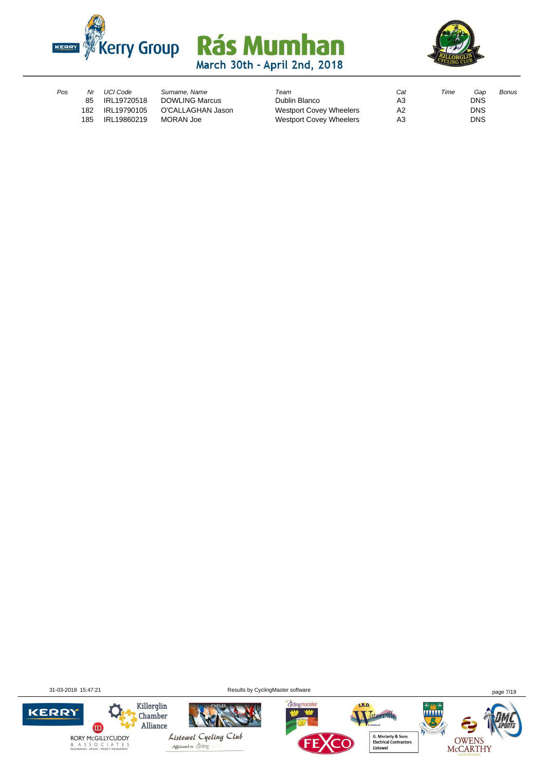# Rás Mumhan

March 30th - April 2nd, 2018

| Pos | Nr | UCI Code | Surname, Name | Team | Cat | Time | Gap | Bonus |
|---|---|---|---|---|---|---|---|---|
| | 85 | IRL19720518 | DOWLING Marcus | Dublin Blanco | A3 | | DNS | |
| | 182 | IRL19790105 | O'CALLAGHAN Jason | Westport Covey Wheelers | A2 | | DNS | |
| | 185 | IRL19860219 | MORAN Joe | Westport Covey Wheelers | A3 | | DNS | |

31-03-2018 15:47:21 Results by CyclingMaster software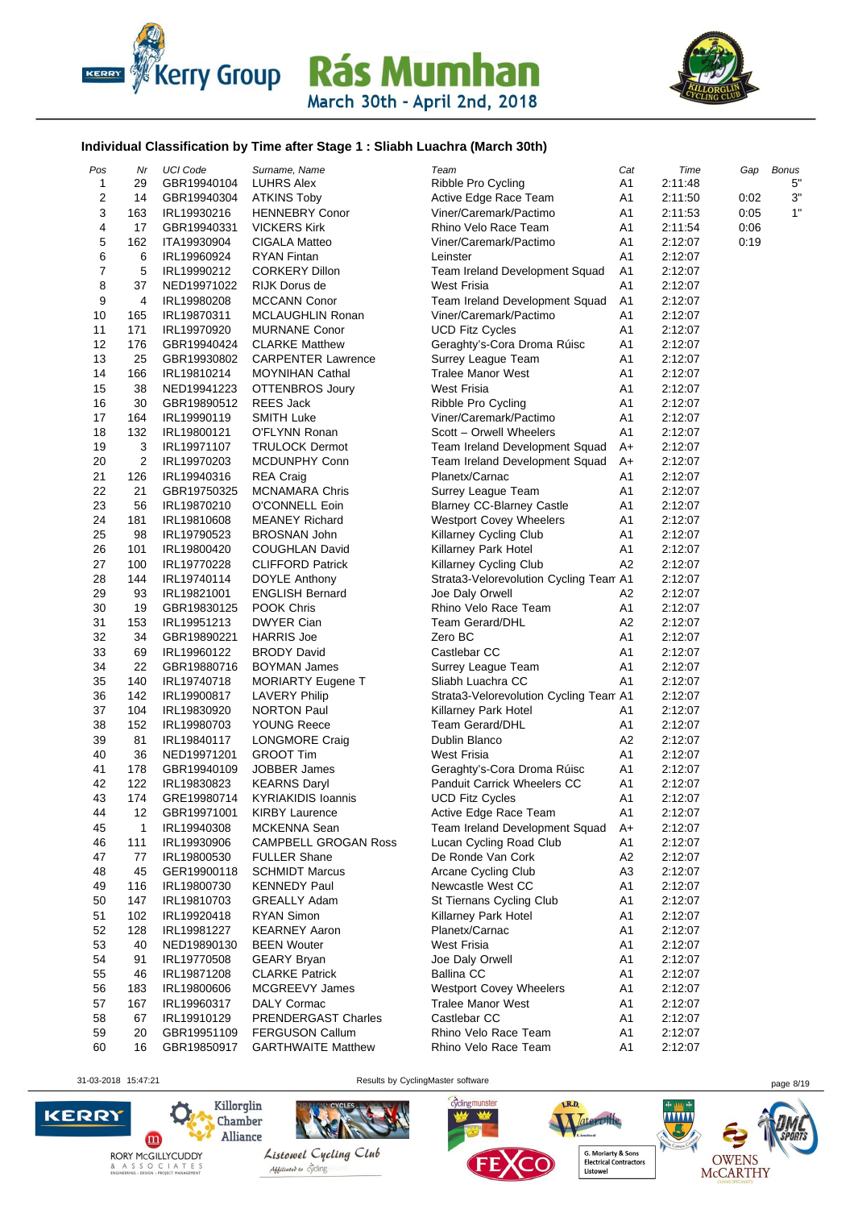### Individual Classification by Time after Stage 1 : Sliabh Luachra (March 30th)

| Pos | Nr | UCI Code | Surname, Name | Team | Cat | Time | Gap | Bonus |
|---|---|---|---|---|---|---|---|---|
| 1 | 29 | GBR19940104 | LUHRS Alex | Ribble Pro Cycling | A1 | 2:11:48 | | 5" |
| 2 | 14 | GBR19940304 | ATKINS Toby | Active Edge Race Team | A1 | 2:11:50 | 0:02 | 3" |
| 3 | 163 | IRL19930216 | HENNEBRY Conor | Viner/Caremark/Pactimo | A1 | 2:11:53 | 0:05 | 1" |
| 4 | 17 | GBR19940331 | VICKERS Kirk | Rhino Velo Race Team | A1 | 2:11:54 | 0:06 | |
| 5 | 162 | ITA19930904 | CIGALA Matteo | Viner/Caremark/Pactimo | A1 | 2:12:07 | 0:19 | |
| 6 | 6 | IRL19960924 | RYAN Fintan | Leinster | A1 | 2:12:07 | | |
| 7 | 5 | IRL19990212 | CORKERY Dillon | Team Ireland Development Squad | A1 | 2:12:07 | | |
| 8 | 37 | NED19971022 | RIJK Dorus de | West Frisia | A1 | 2:12:07 | | |
| 9 | 4 | IRL19980208 | MCCANN Conor | Team Ireland Development Squad | A1 | 2:12:07 | | |
| 10 | 165 | IRL19870311 | MCLAUGHLIN Ronan | Viner/Caremark/Pactimo | A1 | 2:12:07 | | |
| 11 | 171 | IRL19970920 | MURNANE Conor | UCD Fitz Cycles | A1 | 2:12:07 | | |
| 12 | 176 | GBR19940424 | CLARKE Matthew | Geraghty's-Cora Droma Rúisc | A1 | 2:12:07 | | |
| 13 | 25 | GBR19930802 | CARPENTER Lawrence | Surrey League Team | A1 | 2:12:07 | | |
| 14 | 166 | IRL19810214 | MOYNIHAN Cathal | Tralee Manor West | A1 | 2:12:07 | | |
| 15 | 38 | NED19941223 | OTTENBROS Joury | West Frisia | A1 | 2:12:07 | | |
| 16 | 30 | GBR19890512 | REES Jack | Ribble Pro Cycling | A1 | 2:12:07 | | |
| 17 | 164 | IRL19990119 | SMITH Luke | Viner/Caremark/Pactimo | A1 | 2:12:07 | | |
| 18 | 132 | IRL19800121 | O'FLYNN Ronan | Scott – Orwell Wheelers | A1 | 2:12:07 | | |
| 19 | 3 | IRL19971107 | TRULOCK Dermot | Team Ireland Development Squad | A+ | 2:12:07 | | |
| 20 | 2 | IRL19970203 | MCDUNPHY Conn | Team Ireland Development Squad | A+ | 2:12:07 | | |
| 21 | 126 | IRL19940316 | REA Craig | Planetx/Carnac | A1 | 2:12:07 | | |
| 22 | 21 | GBR19750325 | MCNAMARA Chris | Surrey League Team | A1 | 2:12:07 | | |
| 23 | 56 | IRL19870210 | O'CONNELL Eoin | Blarney CC-Blarney Castle | A1 | 2:12:07 | | |
| 24 | 181 | IRL19810608 | MEANEY Richard | Westport Covey Wheelers | A1 | 2:12:07 | | |
| 25 | 98 | IRL19790523 | BROSNAN John | Killarney Cycling Club | A1 | 2:12:07 | | |
| 26 | 101 | IRL19800420 | COUGHLAN David | Killarney Park Hotel | A1 | 2:12:07 | | |
| 27 | 100 | IRL19770228 | CLIFFORD Patrick | Killarney Cycling Club | A2 | 2:12:07 | | |
| 28 | 144 | IRL19740114 | DOYLE Anthony | Strata3-Velorevolution Cycling Tean | A1 | 2:12:07 | | |
| 29 | 93 | IRL19821001 | ENGLISH Bernard | Joe Daly Orwell | A2 | 2:12:07 | | |
| 30 | 19 | GBR19830125 | POOK Chris | Rhino Velo Race Team | A1 | 2:12:07 | | |
| 31 | 153 | IRL19951213 | DWYER Cian | Team Gerard/DHL | A2 | 2:12:07 | | |
| 32 | 34 | GBR19890221 | HARRIS Joe | Zero BC | A1 | 2:12:07 | | |
| 33 | 69 | IRL19960122 | BRODY David | Castlebar CC | A1 | 2:12:07 | | |
| 34 | 22 | GBR19880716 | BOYMAN James | Surrey League Team | A1 | 2:12:07 | | |
| 35 | 140 | IRL19740718 | MORIARTY Eugene T | Sliabh Luachra CC | A1 | 2:12:07 | | |
| 36 | 142 | IRL19900817 | LAVERY Philip | Strata3-Velorevolution Cycling Tean | A1 | 2:12:07 | | |
| 37 | 104 | IRL19830920 | NORTON Paul | Killarney Park Hotel | A1 | 2:12:07 | | |
| 38 | 152 | IRL19980703 | YOUNG Reece | Team Gerard/DHL | A1 | 2:12:07 | | |
| 39 | 81 | IRL19840117 | LONGMORE Craig | Dublin Blanco | A2 | 2:12:07 | | |
| 40 | 36 | NED19971201 | GROOT Tim | West Frisia | A1 | 2:12:07 | | |
| 41 | 178 | GBR19940109 | JOBBER James | Geraghty's-Cora Droma Rúisc | A1 | 2:12:07 | | |
| 42 | 122 | IRL19830823 | KEARNS Daryl | Panduit Carrick Wheelers CC | A1 | 2:12:07 | | |
| 43 | 174 | GRE19980714 | KYRIAKIDIS Ioannis | UCD Fitz Cycles | A1 | 2:12:07 | | |
| 44 | 12 | GBR19971001 | KIRBY Laurence | Active Edge Race Team | A1 | 2:12:07 | | |
| 45 | 1 | IRL19940308 | MCKENNA Sean | Team Ireland Development Squad | A+ | 2:12:07 | | |
| 46 | 111 | IRL19930906 | CAMPBELL GROGAN Ross | Lucan Cycling Road Club | A1 | 2:12:07 | | |
| 47 | 77 | IRL19800530 | FULLER Shane | De Ronde Van Cork | A2 | 2:12:07 | | |
| 48 | 45 | GER19900118 | SCHMIDT Marcus | Arcane Cycling Club | A3 | 2:12:07 | | |
| 49 | 116 | IRL19800730 | KENNEDY Paul | Newcastle West CC | A1 | 2:12:07 | | |
| 50 | 147 | IRL19810703 | GREALLY Adam | St Tiernans Cycling Club | A1 | 2:12:07 | | |
| 51 | 102 | IRL19920418 | RYAN Simon | Killarney Park Hotel | A1 | 2:12:07 | | |
| 52 | 128 | IRL19981227 | KEARNEY Aaron | Planetx/Carnac | A1 | 2:12:07 | | |
| 53 | 40 | NED19890130 | BEEN Wouter | West Frisia | A1 | 2:12:07 | | |
| 54 | 91 | IRL19770508 | GEARY Bryan | Joe Daly Orwell | A1 | 2:12:07 | | |
| 55 | 46 | IRL19871208 | CLARKE Patrick | Ballina CC | A1 | 2:12:07 | | |
| 56 | 183 | IRL19800606 | MCGREEVY James | Westport Covey Wheelers | A1 | 2:12:07 | | |
| 57 | 167 | IRL19960317 | DALY Cormac | Tralee Manor West | A1 | 2:12:07 | | |
| 58 | 67 | IRL19910129 | PRENDERGAST Charles | Castlebar CC | A1 | 2:12:07 | | |
| 59 | 20 | GBR19951109 | FERGUSON Callum | Rhino Velo Race Team | A1 | 2:12:07 | | |
| 60 | 16 | GBR19850917 | GARTHWAITE Matthew | Rhino Velo Race Team | A1 | 2:12:07 | | |

31-03-2018 15:47:21 Results by CyclingMaster software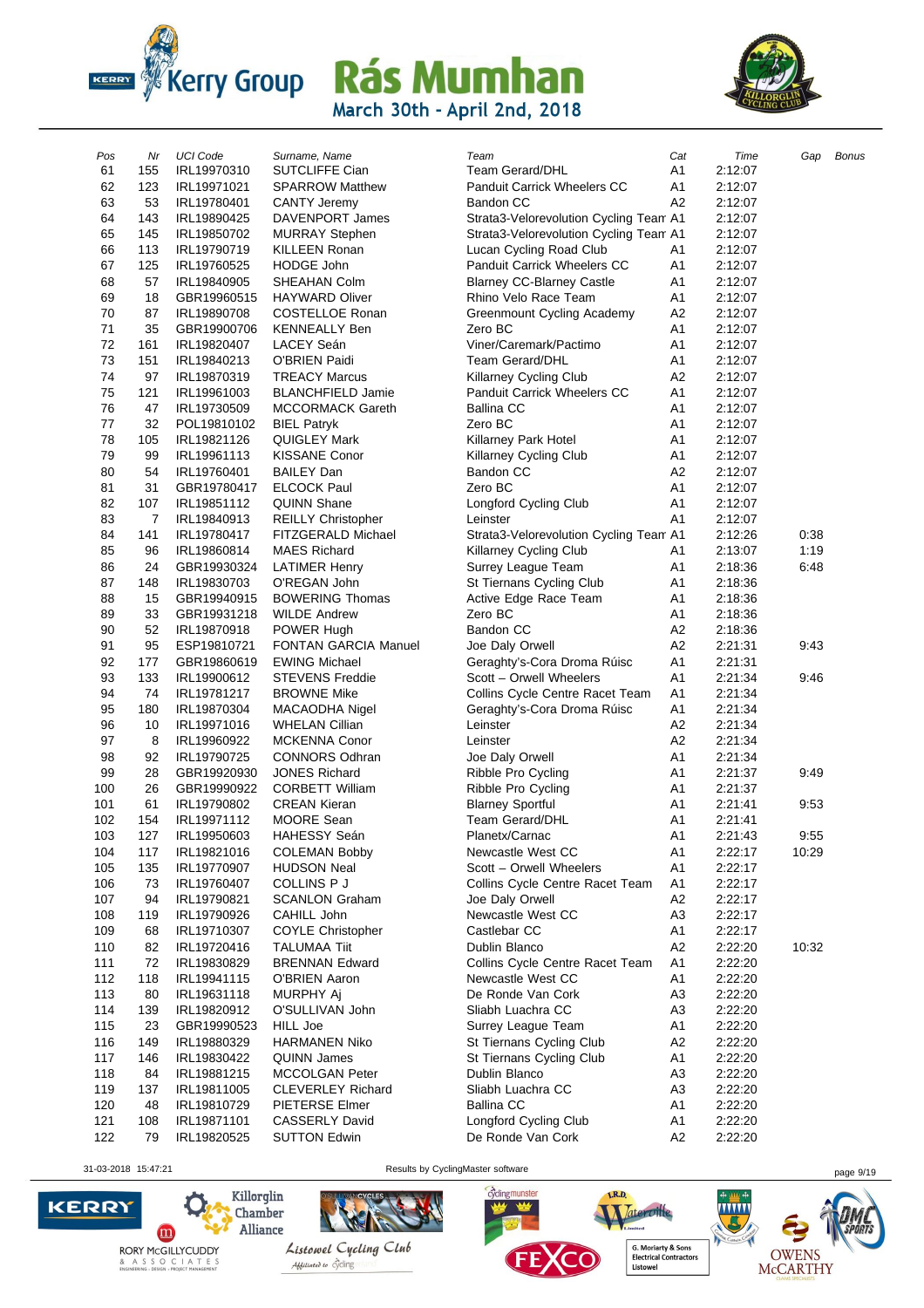# Kerry Group Rás Mumhan

March 30th - April 2nd, 2018

| Pos | Nr | UCI Code | Surname, Name | Team | Cat | Time | Gap | Bonus |
|---|---|---|---|---|---|---|---|---|
| 61 | 155 | IRL19970310 | SUTCLIFFE Cian | Team Gerard/DHL | A1 | 2:12:07 | | |
| 62 | 123 | IRL19971021 | SPARROW Matthew | Panduit Carrick Wheelers CC | A1 | 2:12:07 | | |
| 63 | 53 | IRL19780401 | CANTY Jeremy | Bandon CC | A2 | 2:12:07 | | |
| 64 | 143 | IRL19890425 | DAVENPORT James | Strata3-Velorevolution Cycling Team | A1 | 2:12:07 | | |
| 65 | 145 | IRL19850702 | MURRAY Stephen | Strata3-Velorevolution Cycling Team | A1 | 2:12:07 | | |
| 66 | 113 | IRL19790719 | KILLEEN Ronan | Lucan Cycling Road Club | A1 | 2:12:07 | | |
| 67 | 125 | IRL19760525 | HODGE John | Panduit Carrick Wheelers CC | A1 | 2:12:07 | | |
| 68 | 57 | IRL19840905 | SHEAHAN Colm | Blarney CC-Blarney Castle | A1 | 2:12:07 | | |
| 69 | 18 | GBR19960515 | HAYWARD Oliver | Rhino Velo Race Team | A1 | 2:12:07 | | |
| 70 | 87 | IRL19890708 | COSTELLOE Ronan | Greenmount Cycling Academy | A2 | 2:12:07 | | |
| 71 | 35 | GBR19900706 | KENNEALLY Ben | Zero BC | A1 | 2:12:07 | | |
| 72 | 161 | IRL19820407 | LACEY Seán | Viner/Caremark/Pactimo | A1 | 2:12:07 | | |
| 73 | 151 | IRL19840213 | O'BRIEN Paidi | Team Gerard/DHL | A1 | 2:12:07 | | |
| 74 | 97 | IRL19870319 | TREACY Marcus | Killarney Cycling Club | A2 | 2:12:07 | | |
| 75 | 121 | IRL19961003 | BLANCHFIELD Jamie | Panduit Carrick Wheelers CC | A1 | 2:12:07 | | |
| 76 | 47 | IRL19730509 | MCCORMACK Gareth | Ballina CC | A1 | 2:12:07 | | |
| 77 | 32 | POL19810102 | BIEL Patryk | Zero BC | A1 | 2:12:07 | | |
| 78 | 105 | IRL19821126 | QUIGLEY Mark | Killarney Park Hotel | A1 | 2:12:07 | | |
| 79 | 99 | IRL19961113 | KISSANE Conor | Killarney Cycling Club | A1 | 2:12:07 | | |
| 80 | 54 | IRL19760401 | BAILEY Dan | Bandon CC | A2 | 2:12:07 | | |
| 81 | 31 | GBR19780417 | ELCOCK Paul | Zero BC | A1 | 2:12:07 | | |
| 82 | 107 | IRL19851112 | QUINN Shane | Longford Cycling Club | A1 | 2:12:07 | | |
| 83 | 7 | IRL19840913 | REILLY Christopher | Leinster | A1 | 2:12:07 | | |
| 84 | 141 | IRL19780417 | FITZGERALD Michael | Strata3-Velorevolution Cycling Team | A1 | 2:12:26 | 0:38 | |
| 85 | 96 | IRL19860814 | MAES Richard | Killarney Cycling Club | A1 | 2:13:07 | 1:19 | |
| 86 | 24 | GBR19930324 | LATIMER Henry | Surrey League Team | A1 | 2:18:36 | 6:48 | |
| 87 | 148 | IRL19830703 | O'REGAN John | St Tiernans Cycling Club | A1 | 2:18:36 | | |
| 88 | 15 | GBR19940915 | BOWERING Thomas | Active Edge Race Team | A1 | 2:18:36 | | |
| 89 | 33 | GBR19931218 | WILDE Andrew | Zero BC | A1 | 2:18:36 | | |
| 90 | 52 | IRL19870918 | POWER Hugh | Bandon CC | A2 | 2:18:36 | | |
| 91 | 95 | ESP19810721 | FONTAN GARCIA Manuel | Joe Daly Orwell | A2 | 2:21:31 | 9:43 | |
| 92 | 177 | GBR19860619 | EWING Michael | Geraghty's-Cora Droma Rúisc | A1 | 2:21:31 | | |
| 93 | 133 | IRL19900612 | STEVENS Freddie | Scott – Orwell Wheelers | A1 | 2:21:34 | 9:46 | |
| 94 | 74 | IRL19781217 | BROWNE Mike | Collins Cycle Centre Racet Team | A1 | 2:21:34 | | |
| 95 | 180 | IRL19870304 | MACAODHA Nigel | Geraghty's-Cora Droma Rúisc | A1 | 2:21:34 | | |
| 96 | 10 | IRL19971016 | WHELAN Cillian | Leinster | A2 | 2:21:34 | | |
| 97 | 8 | IRL19960922 | MCKENNA Conor | Leinster | A2 | 2:21:34 | | |
| 98 | 92 | IRL19790725 | CONNORS Odhran | Joe Daly Orwell | A1 | 2:21:34 | | |
| 99 | 28 | GBR19920930 | JONES Richard | Ribble Pro Cycling | A1 | 2:21:37 | 9:49 | |
| 100 | 26 | GBR19990922 | CORBETT William | Ribble Pro Cycling | A1 | 2:21:37 | | |
| 101 | 61 | IRL19790802 | CREAN Kieran | Blarney Sportful | A1 | 2:21:41 | 9:53 | |
| 102 | 154 | IRL19971112 | MOORE Sean | Team Gerard/DHL | A1 | 2:21:41 | | |
| 103 | 127 | IRL19950603 | HAHESSY Seán | Planetx/Carnac | A1 | 2:21:43 | 9:55 | |
| 104 | 117 | IRL19821016 | COLEMAN Bobby | Newcastle West CC | A1 | 2:22:17 | 10:29 | |
| 105 | 135 | IRL19770907 | HUDSON Neal | Scott – Orwell Wheelers | A1 | 2:22:17 | | |
| 106 | 73 | IRL19760407 | COLLINS P J | Collins Cycle Centre Racet Team | A1 | 2:22:17 | | |
| 107 | 94 | IRL19790821 | SCANLON Graham | Joe Daly Orwell | A2 | 2:22:17 | | |
| 108 | 119 | IRL19790926 | CAHILL John | Newcastle West CC | A3 | 2:22:17 | | |
| 109 | 68 | IRL19710307 | COYLE Christopher | Castlebar CC | A1 | 2:22:17 | | |
| 110 | 82 | IRL19720416 | TALUMAA Tiit | Dublin Blanco | A2 | 2:22:20 | 10:32 | |
| 111 | 72 | IRL19830829 | BRENNAN Edward | Collins Cycle Centre Racet Team | A1 | 2:22:20 | | |
| 112 | 118 | IRL19941115 | O'BRIEN Aaron | Newcastle West CC | A1 | 2:22:20 | | |
| 113 | 80 | IRL19631118 | MURPHY Aj | De Ronde Van Cork | A3 | 2:22:20 | | |
| 114 | 139 | IRL19820912 | O'SULLIVAN John | Sliabh Luachra CC | A3 | 2:22:20 | | |
| 115 | 23 | GBR19990523 | HILL Joe | Surrey League Team | A1 | 2:22:20 | | |
| 116 | 149 | IRL19880329 | HARMANEN Niko | St Tiernans Cycling Club | A2 | 2:22:20 | | |
| 117 | 146 | IRL19830422 | QUINN James | St Tiernans Cycling Club | A1 | 2:22:20 | | |
| 118 | 84 | IRL19881215 | MCCOLGAN Peter | Dublin Blanco | A3 | 2:22:20 | | |
| 119 | 137 | IRL19811005 | CLEVERLEY Richard | Sliabh Luachra CC | A3 | 2:22:20 | | |
| 120 | 48 | IRL19810729 | PIETERSE Elmer | Ballina CC | A1 | 2:22:20 | | |
| 121 | 108 | IRL19871101 | CASSERLY David | Longford Cycling Club | A1 | 2:22:20 | | |
| 122 | 79 | IRL19820525 | SUTTON Edwin | De Ronde Van Cork | A2 | 2:22:20 | | |

31-03-2018 15:47:21 Results by CyclingMaster software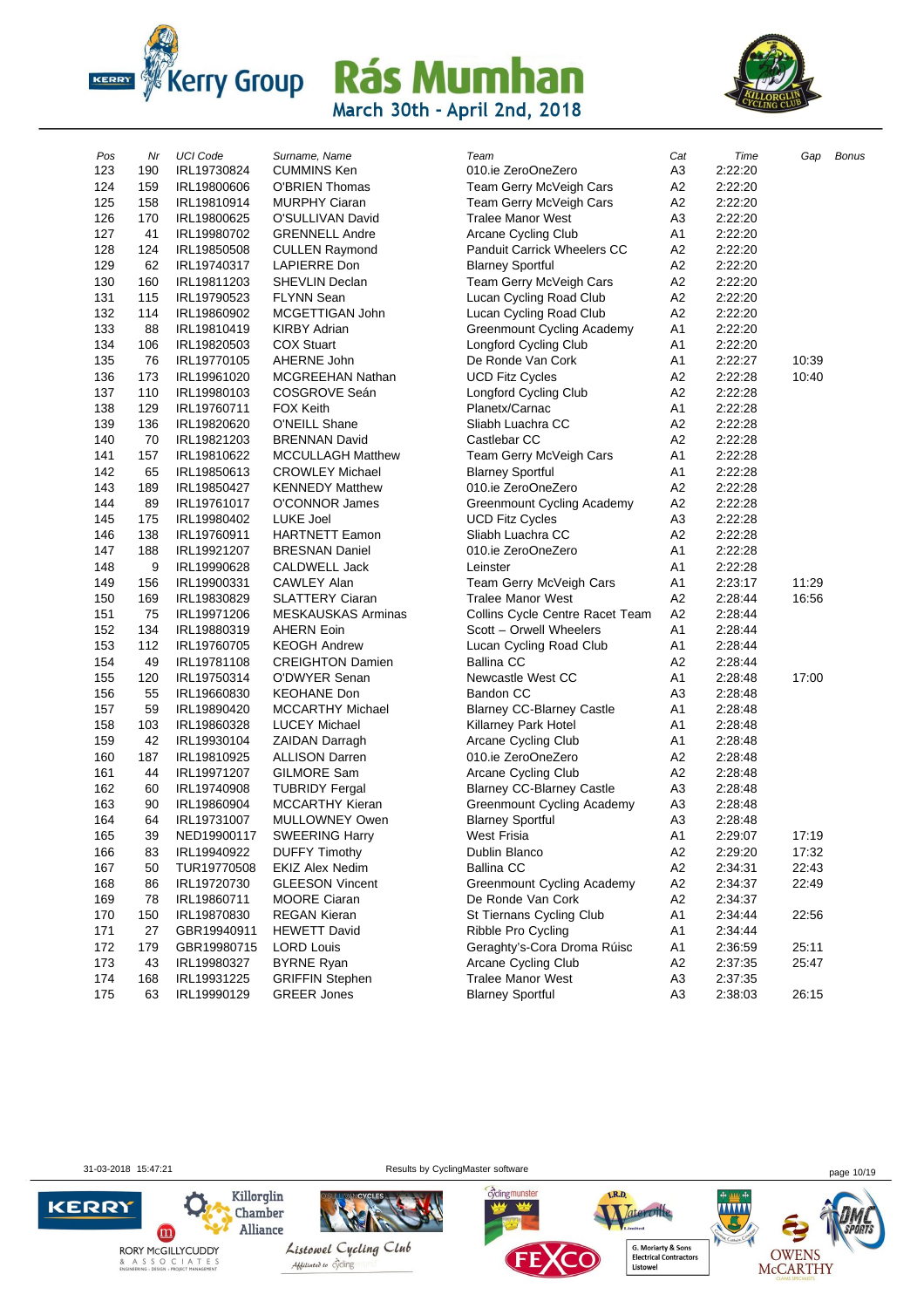# Rás Mumhan

March 30th - April 2nd, 2018

| Pos | Nr | UCI Code | Surname, Name | Team | Cat | Time | Gap | Bonus |
|---|---|---|---|---|---|---|---|---|
| 123 | 190 | IRL19730824 | CUMMINS Ken | 010.ie ZeroOneZero | A3 | 2:22:20 | | |
| 124 | 159 | IRL19800606 | O'BRIEN Thomas | Team Gerry McVeigh Cars | A2 | 2:22:20 | | |
| 125 | 158 | IRL19810914 | MURPHY Ciaran | Team Gerry McVeigh Cars | A2 | 2:22:20 | | |
| 126 | 170 | IRL19800625 | O'SULLIVAN David | Tralee Manor West | A3 | 2:22:20 | | |
| 127 | 41 | IRL19980702 | GRENNELL Andre | Arcane Cycling Club | A1 | 2:22:20 | | |
| 128 | 124 | IRL19850508 | CULLEN Raymond | Panduit Carrick Wheelers CC | A2 | 2:22:20 | | |
| 129 | 62 | IRL19740317 | LAPIERRE Don | Blarney Sportful | A2 | 2:22:20 | | |
| 130 | 160 | IRL19811203 | SHEVLIN Declan | Team Gerry McVeigh Cars | A2 | 2:22:20 | | |
| 131 | 115 | IRL19790523 | FLYNN Sean | Lucan Cycling Road Club | A2 | 2:22:20 | | |
| 132 | 114 | IRL19860902 | MCGETTIGAN John | Lucan Cycling Road Club | A2 | 2:22:20 | | |
| 133 | 88 | IRL19810419 | KIRBY Adrian | Greenmount Cycling Academy | A1 | 2:22:20 | | |
| 134 | 106 | IRL19820503 | COX Stuart | Longford Cycling Club | A1 | 2:22:20 | | |
| 135 | 76 | IRL19770105 | AHERNE John | De Ronde Van Cork | A1 | 2:22:27 | 10:39 | |
| 136 | 173 | IRL19961020 | MCGREEHAN Nathan | UCD Fitz Cycles | A2 | 2:22:28 | 10:40 | |
| 137 | 110 | IRL19980103 | COSGROVE Seán | Longford Cycling Club | A2 | 2:22:28 | | |
| 138 | 129 | IRL19760711 | FOX Keith | Planetx/Carnac | A1 | 2:22:28 | | |
| 139 | 136 | IRL19820620 | O'NEILL Shane | Sliabh Luachra CC | A2 | 2:22:28 | | |
| 140 | 70 | IRL19821203 | BRENNAN David | Castlebar CC | A2 | 2:22:28 | | |
| 141 | 157 | IRL19810622 | MCCULLAGH Matthew | Team Gerry McVeigh Cars | A1 | 2:22:28 | | |
| 142 | 65 | IRL19850613 | CROWLEY Michael | Blarney Sportful | A1 | 2:22:28 | | |
| 143 | 189 | IRL19850427 | KENNEDY Matthew | 010.ie ZeroOneZero | A2 | 2:22:28 | | |
| 144 | 89 | IRL19761017 | O'CONNOR James | Greenmount Cycling Academy | A2 | 2:22:28 | | |
| 145 | 175 | IRL19980402 | LUKE Joel | UCD Fitz Cycles | A3 | 2:22:28 | | |
| 146 | 138 | IRL19760911 | HARTNETT Eamon | Sliabh Luachra CC | A2 | 2:22:28 | | |
| 147 | 188 | IRL19921207 | BRESNAN Daniel | 010.ie ZeroOneZero | A1 | 2:22:28 | | |
| 148 | 9 | IRL19990628 | CALDWELL Jack | Leinster | A1 | 2:22:28 | | |
| 149 | 156 | IRL19900331 | CAWLEY Alan | Team Gerry McVeigh Cars | A1 | 2:23:17 | 11:29 | |
| 150 | 169 | IRL19830829 | SLATTERY Ciaran | Tralee Manor West | A2 | 2:28:44 | 16:56 | |
| 151 | 75 | IRL19971206 | MESKAUSKAS Arminas | Collins Cycle Centre Racet Team | A2 | 2:28:44 | | |
| 152 | 134 | IRL19880319 | AHERN Eoin | Scott – Orwell Wheelers | A1 | 2:28:44 | | |
| 153 | 112 | IRL19760705 | KEOGH Andrew | Lucan Cycling Road Club | A1 | 2:28:44 | | |
| 154 | 49 | IRL19781108 | CREIGHTON Damien | Ballina CC | A2 | 2:28:44 | | |
| 155 | 120 | IRL19750314 | O'DWYER Senan | Newcastle West CC | A1 | 2:28:48 | 17:00 | |
| 156 | 55 | IRL19660830 | KEOHANE Don | Bandon CC | A3 | 2:28:48 | | |
| 157 | 59 | IRL19890420 | MCCARTHY Michael | Blarney CC-Blarney Castle | A1 | 2:28:48 | | |
| 158 | 103 | IRL19860328 | LUCEY Michael | Killarney Park Hotel | A1 | 2:28:48 | | |
| 159 | 42 | IRL19930104 | ZAIDAN Darragh | Arcane Cycling Club | A1 | 2:28:48 | | |
| 160 | 187 | IRL19810925 | ALLISON Darren | 010.ie ZeroOneZero | A2 | 2:28:48 | | |
| 161 | 44 | IRL19971207 | GILMORE Sam | Arcane Cycling Club | A2 | 2:28:48 | | |
| 162 | 60 | IRL19740908 | TUBRIDY Fergal | Blarney CC-Blarney Castle | A3 | 2:28:48 | | |
| 163 | 90 | IRL19860904 | MCCARTHY Kieran | Greenmount Cycling Academy | A3 | 2:28:48 | | |
| 164 | 64 | IRL19731007 | MULLOWNEY Owen | Blarney Sportful | A3 | 2:28:48 | | |
| 165 | 39 | NED19900117 | SWEERING Harry | West Frisia | A1 | 2:29:07 | 17:19 | |
| 166 | 83 | IRL19940922 | DUFFY Timothy | Dublin Blanco | A2 | 2:29:20 | 17:32 | |
| 167 | 50 | TUR19770508 | EKIZ Alex Nedim | Ballina CC | A2 | 2:34:31 | 22:43 | |
| 168 | 86 | IRL19720730 | GLEESON Vincent | Greenmount Cycling Academy | A2 | 2:34:37 | 22:49 | |
| 169 | 78 | IRL19860711 | MOORE Ciaran | De Ronde Van Cork | A2 | 2:34:37 | | |
| 170 | 150 | IRL19870830 | REGAN Kieran | St Tiernans Cycling Club | A1 | 2:34:44 | 22:56 | |
| 171 | 27 | GBR19940911 | HEWETT David | Ribble Pro Cycling | A1 | 2:34:44 | | |
| 172 | 179 | GBR19980715 | LORD Louis | Geraghty's-Cora Droma Rúisc | A1 | 2:36:59 | 25:11 | |
| 173 | 43 | IRL19980327 | BYRNE Ryan | Arcane Cycling Club | A2 | 2:37:35 | 25:47 | |
| 174 | 168 | IRL19931225 | GRIFFIN Stephen | Tralee Manor West | A3 | 2:37:35 | | |
| 175 | 63 | IRL19990129 | GREER Jones | Blarney Sportful | A3 | 2:38:03 | 26:15 | |

31-03-2018 15:47:21 — Results by CyclingMaster software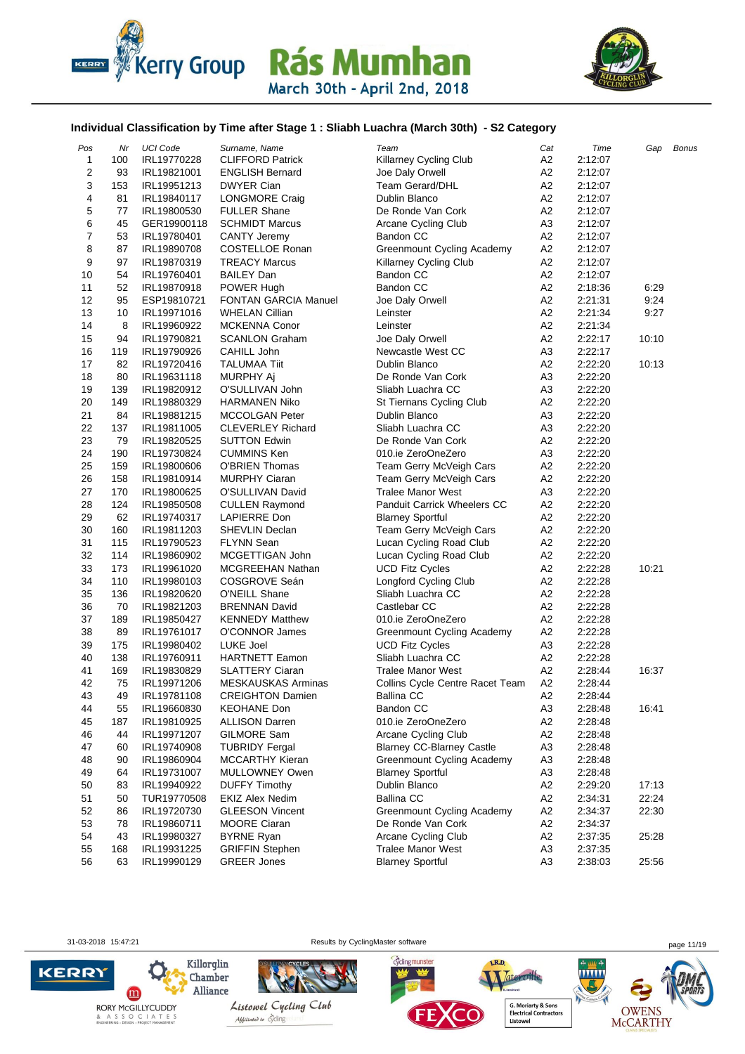Kerry Group Rás Mumhan
March 30th - April 2nd, 2018

### Individual Classification by Time after Stage 1 : Sliabh Luachra (March 30th) - S2 Category

| Pos | Nr | UCI Code | Surname, Name | Team | Cat | Time | Gap | Bonus |
|---|---|---|---|---|---|---|---|---|
| 1 | 100 | IRL19770228 | CLIFFORD Patrick | Killarney Cycling Club | A2 | 2:12:07 | | |
| 2 | 93 | IRL19821001 | ENGLISH Bernard | Joe Daly Orwell | A2 | 2:12:07 | | |
| 3 | 153 | IRL19951213 | DWYER Cian | Team Gerard/DHL | A2 | 2:12:07 | | |
| 4 | 81 | IRL19840117 | LONGMORE Craig | Dublin Blanco | A2 | 2:12:07 | | |
| 5 | 77 | IRL19800530 | FULLER Shane | De Ronde Van Cork | A2 | 2:12:07 | | |
| 6 | 45 | GER19900118 | SCHMIDT Marcus | Arcane Cycling Club | A3 | 2:12:07 | | |
| 7 | 53 | IRL19780401 | CANTY Jeremy | Bandon CC | A2 | 2:12:07 | | |
| 8 | 87 | IRL19890708 | COSTELLOE Ronan | Greenmount Cycling Academy | A2 | 2:12:07 | | |
| 9 | 97 | IRL19870319 | TREACY Marcus | Killarney Cycling Club | A2 | 2:12:07 | | |
| 10 | 54 | IRL19760401 | BAILEY Dan | Bandon CC | A2 | 2:12:07 | | |
| 11 | 52 | IRL19870918 | POWER Hugh | Bandon CC | A2 | 2:18:36 | 6:29 | |
| 12 | 95 | ESP19810721 | FONTAN GARCIA Manuel | Joe Daly Orwell | A2 | 2:21:31 | 9:24 | |
| 13 | 10 | IRL19971016 | WHELAN Cillian | Leinster | A2 | 2:21:34 | 9:27 | |
| 14 | 8 | IRL19960922 | MCKENNA Conor | Leinster | A2 | 2:21:34 | | |
| 15 | 94 | IRL19790821 | SCANLON Graham | Joe Daly Orwell | A2 | 2:22:17 | 10:10 | |
| 16 | 119 | IRL19790926 | CAHILL John | Newcastle West CC | A3 | 2:22:17 | | |
| 17 | 82 | IRL19720416 | TALUMAA Tiit | Dublin Blanco | A2 | 2:22:20 | 10:13 | |
| 18 | 80 | IRL19631118 | MURPHY Aj | De Ronde Van Cork | A3 | 2:22:20 | | |
| 19 | 139 | IRL19820912 | O'SULLIVAN John | Sliabh Luachra CC | A3 | 2:22:20 | | |
| 20 | 149 | IRL19880329 | HARMANEN Niko | St Tiernans Cycling Club | A2 | 2:22:20 | | |
| 21 | 84 | IRL19881215 | MCCOLGAN Peter | Dublin Blanco | A3 | 2:22:20 | | |
| 22 | 137 | IRL19811005 | CLEVERLEY Richard | Sliabh Luachra CC | A3 | 2:22:20 | | |
| 23 | 79 | IRL19820525 | SUTTON Edwin | De Ronde Van Cork | A2 | 2:22:20 | | |
| 24 | 190 | IRL19730824 | CUMMINS Ken | 010.ie ZeroOneZero | A3 | 2:22:20 | | |
| 25 | 159 | IRL19800606 | O'BRIEN Thomas | Team Gerry McVeigh Cars | A2 | 2:22:20 | | |
| 26 | 158 | IRL19810914 | MURPHY Ciaran | Team Gerry McVeigh Cars | A2 | 2:22:20 | | |
| 27 | 170 | IRL19800625 | O'SULLIVAN David | Tralee Manor West | A3 | 2:22:20 | | |
| 28 | 124 | IRL19850508 | CULLEN Raymond | Panduit Carrick Wheelers CC | A2 | 2:22:20 | | |
| 29 | 62 | IRL19740317 | LAPIERRE Don | Blarney Sportful | A2 | 2:22:20 | | |
| 30 | 160 | IRL19811203 | SHEVLIN Declan | Team Gerry McVeigh Cars | A2 | 2:22:20 | | |
| 31 | 115 | IRL19790523 | FLYNN Sean | Lucan Cycling Road Club | A2 | 2:22:20 | | |
| 32 | 114 | IRL19860902 | MCGETTIGAN John | Lucan Cycling Road Club | A2 | 2:22:20 | | |
| 33 | 173 | IRL19961020 | MCGREEHAN Nathan | UCD Fitz Cycles | A2 | 2:22:28 | 10:21 | |
| 34 | 110 | IRL19980103 | COSGROVE Seán | Longford Cycling Club | A2 | 2:22:28 | | |
| 35 | 136 | IRL19820620 | O'NEILL Shane | Sliabh Luachra CC | A2 | 2:22:28 | | |
| 36 | 70 | IRL19821203 | BRENNAN David | Castlebar CC | A2 | 2:22:28 | | |
| 37 | 189 | IRL19850427 | KENNEDY Matthew | 010.ie ZeroOneZero | A2 | 2:22:28 | | |
| 38 | 89 | IRL19761017 | O'CONNOR James | Greenmount Cycling Academy | A2 | 2:22:28 | | |
| 39 | 175 | IRL19980402 | LUKE Joel | UCD Fitz Cycles | A3 | 2:22:28 | | |
| 40 | 138 | IRL19760911 | HARTNETT Eamon | Sliabh Luachra CC | A2 | 2:22:28 | | |
| 41 | 169 | IRL19830829 | SLATTERY Ciaran | Tralee Manor West | A2 | 2:28:44 | 16:37 | |
| 42 | 75 | IRL19971206 | MESKAUSKAS Arminas | Collins Cycle Centre Racet Team | A2 | 2:28:44 | | |
| 43 | 49 | IRL19781108 | CREIGHTON Damien | Ballina CC | A2 | 2:28:44 | | |
| 44 | 55 | IRL19660830 | KEOHANE Don | Bandon CC | A3 | 2:28:48 | 16:41 | |
| 45 | 187 | IRL19810925 | ALLISON Darren | 010.ie ZeroOneZero | A2 | 2:28:48 | | |
| 46 | 44 | IRL19971207 | GILMORE Sam | Arcane Cycling Club | A2 | 2:28:48 | | |
| 47 | 60 | IRL19740908 | TUBRIDY Fergal | Blarney CC-Blarney Castle | A3 | 2:28:48 | | |
| 48 | 90 | IRL19860904 | MCCARTHY Kieran | Greenmount Cycling Academy | A3 | 2:28:48 | | |
| 49 | 64 | IRL19731007 | MULLOWNEY Owen | Blarney Sportful | A3 | 2:28:48 | | |
| 50 | 83 | IRL19940922 | DUFFY Timothy | Dublin Blanco | A2 | 2:29:20 | 17:13 | |
| 51 | 50 | TUR19770508 | EKIZ Alex Nedim | Ballina CC | A2 | 2:34:31 | 22:24 | |
| 52 | 86 | IRL19720730 | GLEESON Vincent | Greenmount Cycling Academy | A2 | 2:34:37 | 22:30 | |
| 53 | 78 | IRL19860711 | MOORE Ciaran | De Ronde Van Cork | A2 | 2:34:37 | | |
| 54 | 43 | IRL19980327 | BYRNE Ryan | Arcane Cycling Club | A2 | 2:37:35 | 25:28 | |
| 55 | 168 | IRL19931225 | GRIFFIN Stephen | Tralee Manor West | A3 | 2:37:35 | | |
| 56 | 63 | IRL19990129 | GREER Jones | Blarney Sportful | A3 | 2:38:03 | 25:56 | |

31-03-2018 15:47:21 Results by CyclingMaster software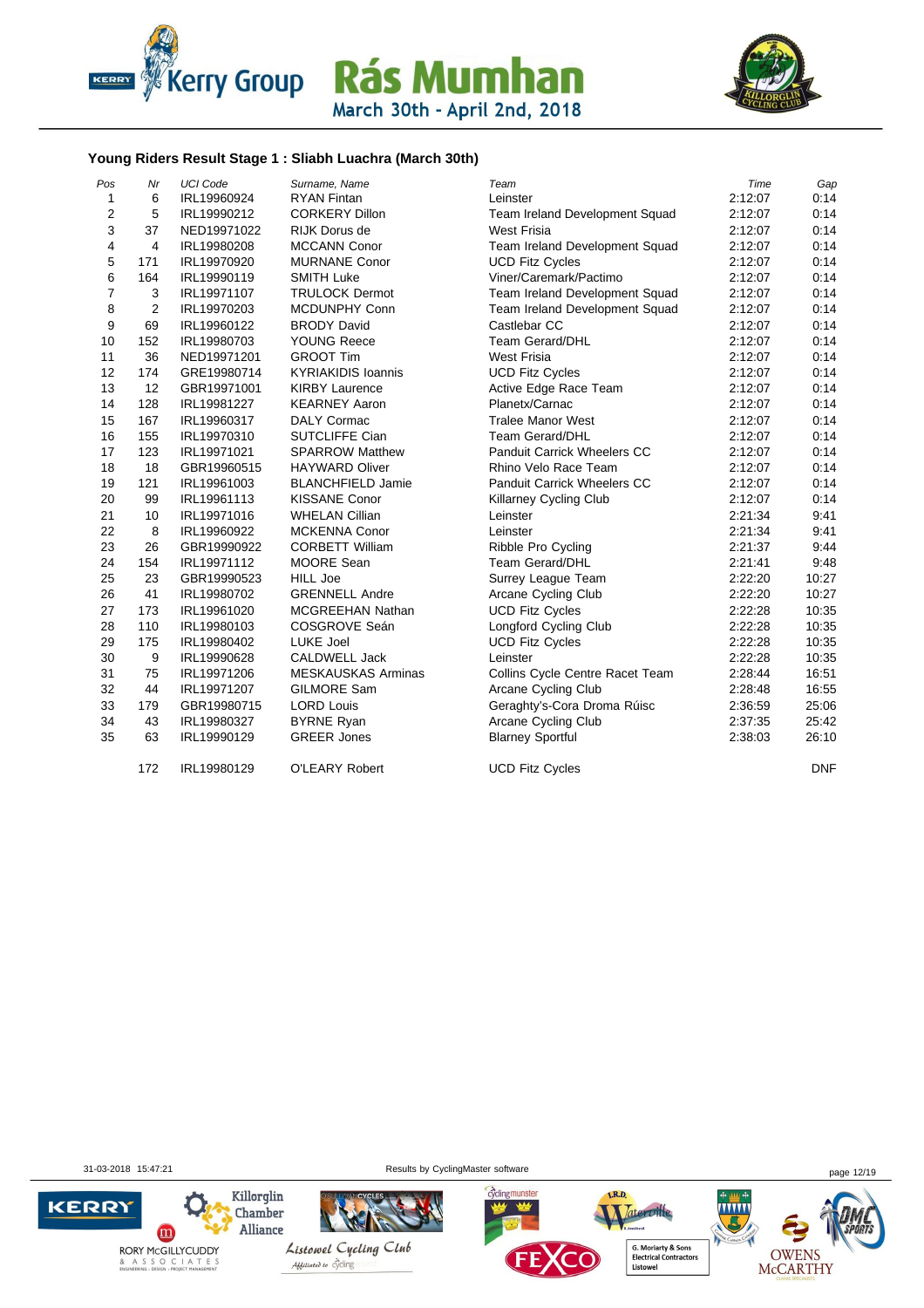# Kerry Group Rás Mumhan

March 30th - April 2nd, 2018

### Young Riders Result Stage 1 : Sliabh Luachra (March 30th)

| Pos | Nr | UCI Code | Surname, Name | Team | Time | Gap |
|---|---|---|---|---|---|---|
| 1 | 6 | IRL19960924 | RYAN Fintan | Leinster | 2:12:07 | 0:14 |
| 2 | 5 | IRL19990212 | CORKERY Dillon | Team Ireland Development Squad | 2:12:07 | 0:14 |
| 3 | 37 | NED19971022 | RIJK Dorus de | West Frisia | 2:12:07 | 0:14 |
| 4 | 4 | IRL19980208 | MCCANN Conor | Team Ireland Development Squad | 2:12:07 | 0:14 |
| 5 | 171 | IRL19970920 | MURNANE Conor | UCD Fitz Cycles | 2:12:07 | 0:14 |
| 6 | 164 | IRL19990119 | SMITH Luke | Viner/Caremark/Pactimo | 2:12:07 | 0:14 |
| 7 | 3 | IRL19971107 | TRULOCK Dermot | Team Ireland Development Squad | 2:12:07 | 0:14 |
| 8 | 2 | IRL19970203 | MCDUNPHY Conn | Team Ireland Development Squad | 2:12:07 | 0:14 |
| 9 | 69 | IRL19960122 | BRODY David | Castlebar CC | 2:12:07 | 0:14 |
| 10 | 152 | IRL19980703 | YOUNG Reece | Team Gerard/DHL | 2:12:07 | 0:14 |
| 11 | 36 | NED19971201 | GROOT Tim | West Frisia | 2:12:07 | 0:14 |
| 12 | 174 | GRE19980714 | KYRIAKIDIS Ioannis | UCD Fitz Cycles | 2:12:07 | 0:14 |
| 13 | 12 | GBR19971001 | KIRBY Laurence | Active Edge Race Team | 2:12:07 | 0:14 |
| 14 | 128 | IRL19981227 | KEARNEY Aaron | Planetx/Carnac | 2:12:07 | 0:14 |
| 15 | 167 | IRL19960317 | DALY Cormac | Tralee Manor West | 2:12:07 | 0:14 |
| 16 | 155 | IRL19970310 | SUTCLIFFE Cian | Team Gerard/DHL | 2:12:07 | 0:14 |
| 17 | 123 | IRL19971021 | SPARROW Matthew | Panduit Carrick Wheelers CC | 2:12:07 | 0:14 |
| 18 | 18 | GBR19960515 | HAYWARD Oliver | Rhino Velo Race Team | 2:12:07 | 0:14 |
| 19 | 121 | IRL19961003 | BLANCHFIELD Jamie | Panduit Carrick Wheelers CC | 2:12:07 | 0:14 |
| 20 | 99 | IRL19961113 | KISSANE Conor | Killarney Cycling Club | 2:12:07 | 0:14 |
| 21 | 10 | IRL19971016 | WHELAN Cillian | Leinster | 2:21:34 | 9:41 |
| 22 | 8 | IRL19960922 | MCKENNA Conor | Leinster | 2:21:34 | 9:41 |
| 23 | 26 | GBR19990922 | CORBETT William | Ribble Pro Cycling | 2:21:37 | 9:44 |
| 24 | 154 | IRL19971112 | MOORE Sean | Team Gerard/DHL | 2:21:41 | 9:48 |
| 25 | 23 | GBR19990523 | HILL Joe | Surrey League Team | 2:22:20 | 10:27 |
| 26 | 41 | IRL19980702 | GRENNELL Andre | Arcane Cycling Club | 2:22:20 | 10:27 |
| 27 | 173 | IRL19961020 | MCGREEHAN Nathan | UCD Fitz Cycles | 2:22:28 | 10:35 |
| 28 | 110 | IRL19980103 | COSGROVE Seán | Longford Cycling Club | 2:22:28 | 10:35 |
| 29 | 175 | IRL19980402 | LUKE Joel | UCD Fitz Cycles | 2:22:28 | 10:35 |
| 30 | 9 | IRL19990628 | CALDWELL Jack | Leinster | 2:22:28 | 10:35 |
| 31 | 75 | IRL19971206 | MESKAUSKAS Arminas | Collins Cycle Centre Racet Team | 2:28:44 | 16:51 |
| 32 | 44 | IRL19971207 | GILMORE Sam | Arcane Cycling Club | 2:28:48 | 16:55 |
| 33 | 179 | GBR19980715 | LORD Louis | Geraghty's-Cora Droma Rúisc | 2:36:59 | 25:06 |
| 34 | 43 | IRL19980327 | BYRNE Ryan | Arcane Cycling Club | 2:37:35 | 25:42 |
| 35 | 63 | IRL19990129 | GREER Jones | Blarney Sportful | 2:38:03 | 26:10 |
| | 172 | IRL19980129 | O'LEARY Robert | UCD Fitz Cycles | | DNF |

31-03-2018 15:47:21 Results by CyclingMaster software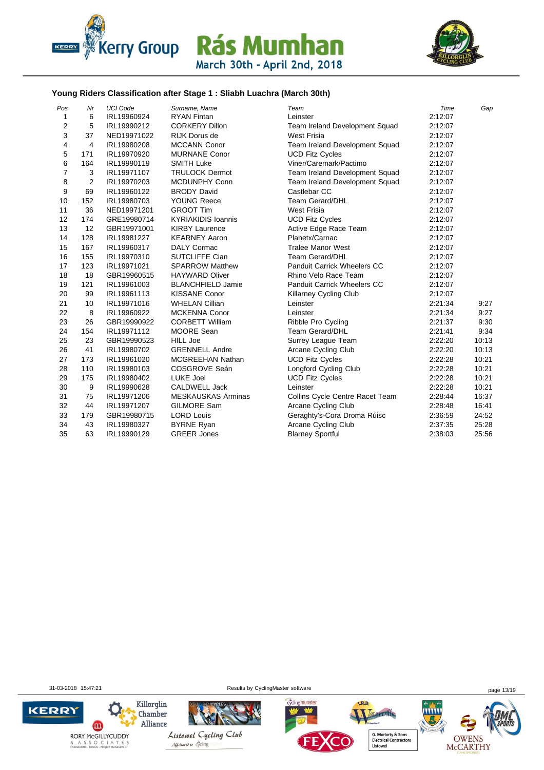# Kerry Group Rás Mumhan

March 30th - April 2nd, 2018

### Young Riders Classification after Stage 1 : Sliabh Luachra (March 30th)

| Pos | Nr | UCI Code | Surname, Name | Team | Time | Gap |
|---|---|---|---|---|---|---|
| 1 | 6 | IRL19960924 | RYAN Fintan | Leinster | 2:12:07 | |
| 2 | 5 | IRL19990212 | CORKERY Dillon | Team Ireland Development Squad | 2:12:07 | |
| 3 | 37 | NED19971022 | RIJK Dorus de | West Frisia | 2:12:07 | |
| 4 | 4 | IRL19980208 | MCCANN Conor | Team Ireland Development Squad | 2:12:07 | |
| 5 | 171 | IRL19970920 | MURNANE Conor | UCD Fitz Cycles | 2:12:07 | |
| 6 | 164 | IRL19990119 | SMITH Luke | Viner/Caremark/Pactimo | 2:12:07 | |
| 7 | 3 | IRL19971107 | TRULOCK Dermot | Team Ireland Development Squad | 2:12:07 | |
| 8 | 2 | IRL19970203 | MCDUNPHY Conn | Team Ireland Development Squad | 2:12:07 | |
| 9 | 69 | IRL19960122 | BRODY David | Castlebar CC | 2:12:07 | |
| 10 | 152 | IRL19980703 | YOUNG Reece | Team Gerard/DHL | 2:12:07 | |
| 11 | 36 | NED19971201 | GROOT Tim | West Frisia | 2:12:07 | |
| 12 | 174 | GRE19980714 | KYRIAKIDIS Ioannis | UCD Fitz Cycles | 2:12:07 | |
| 13 | 12 | GBR19971001 | KIRBY Laurence | Active Edge Race Team | 2:12:07 | |
| 14 | 128 | IRL19981227 | KEARNEY Aaron | Planetx/Carnac | 2:12:07 | |
| 15 | 167 | IRL19960317 | DALY Cormac | Tralee Manor West | 2:12:07 | |
| 16 | 155 | IRL19970310 | SUTCLIFFE Cian | Team Gerard/DHL | 2:12:07 | |
| 17 | 123 | IRL19971021 | SPARROW Matthew | Panduit Carrick Wheelers CC | 2:12:07 | |
| 18 | 18 | GBR19960515 | HAYWARD Oliver | Rhino Velo Race Team | 2:12:07 | |
| 19 | 121 | IRL19961003 | BLANCHFIELD Jamie | Panduit Carrick Wheelers CC | 2:12:07 | |
| 20 | 99 | IRL19961113 | KISSANE Conor | Killarney Cycling Club | 2:12:07 | |
| 21 | 10 | IRL19971016 | WHELAN Cillian | Leinster | 2:21:34 | 9:27 |
| 22 | 8 | IRL19960922 | MCKENNA Conor | Leinster | 2:21:34 | 9:27 |
| 23 | 26 | GBR19990922 | CORBETT William | Ribble Pro Cycling | 2:21:37 | 9:30 |
| 24 | 154 | IRL19971112 | MOORE Sean | Team Gerard/DHL | 2:21:41 | 9:34 |
| 25 | 23 | GBR19990523 | HILL Joe | Surrey League Team | 2:22:20 | 10:13 |
| 26 | 41 | IRL19980702 | GRENNELL Andre | Arcane Cycling Club | 2:22:20 | 10:13 |
| 27 | 173 | IRL19961020 | MCGREEHAN Nathan | UCD Fitz Cycles | 2:22:28 | 10:21 |
| 28 | 110 | IRL19980103 | COSGROVE Seán | Longford Cycling Club | 2:22:28 | 10:21 |
| 29 | 175 | IRL19980402 | LUKE Joel | UCD Fitz Cycles | 2:22:28 | 10:21 |
| 30 | 9 | IRL19990628 | CALDWELL Jack | Leinster | 2:22:28 | 10:21 |
| 31 | 75 | IRL19971206 | MESKAUSKAS Arminas | Collins Cycle Centre Racet Team | 2:28:44 | 16:37 |
| 32 | 44 | IRL19971207 | GILMORE Sam | Arcane Cycling Club | 2:28:48 | 16:41 |
| 33 | 179 | GBR19980715 | LORD Louis | Geraghty's-Cora Droma Rúisc | 2:36:59 | 24:52 |
| 34 | 43 | IRL19980327 | BYRNE Ryan | Arcane Cycling Club | 2:37:35 | 25:28 |
| 35 | 63 | IRL19990129 | GREER Jones | Blarney Sportful | 2:38:03 | 25:56 |

31-03-2018 15:47:21 Results by CyclingMaster software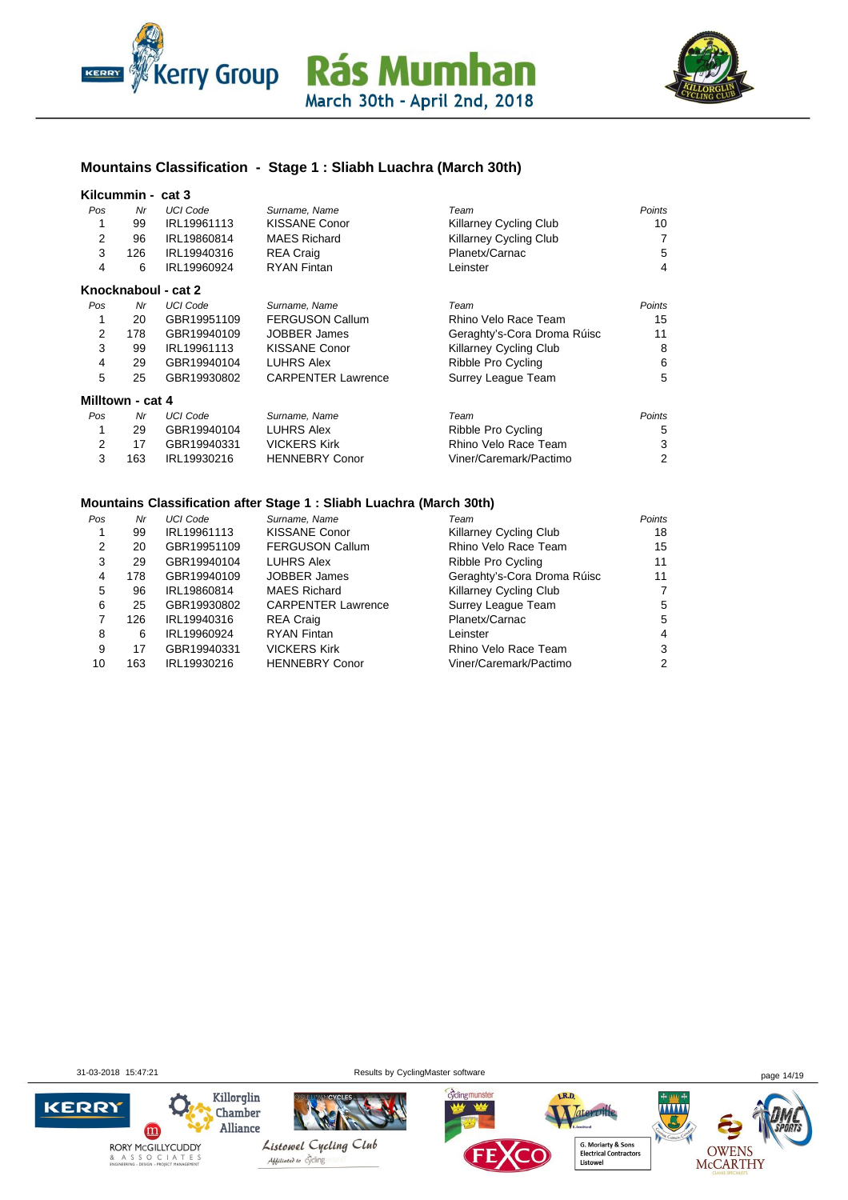## Mountains Classification - Stage 1 : Sliabh Luachra (March 30th)

### Kilcummin - cat 3

| Pos | Nr | UCI Code | Surname, Name | Team | Points |
|---|---|---|---|---|---|
| 1 | 99 | IRL19961113 | KISSANE Conor | Killarney Cycling Club | 10 |
| 2 | 96 | IRL19860814 | MAES Richard | Killarney Cycling Club | 7 |
| 3 | 126 | IRL19940316 | REA Craig | Planetx/Carnac | 5 |
| 4 | 6 | IRL19960924 | RYAN Fintan | Leinster | 4 |

### Knocknaboul - cat 2

| Pos | Nr | UCI Code | Surname, Name | Team | Points |
|---|---|---|---|---|---|
| 1 | 20 | GBR19951109 | FERGUSON Callum | Rhino Velo Race Team | 15 |
| 2 | 178 | GBR19940109 | JOBBER James | Geraghty's-Cora Droma Rúisc | 11 |
| 3 | 99 | IRL19961113 | KISSANE Conor | Killarney Cycling Club | 8 |
| 4 | 29 | GBR19940104 | LUHRS Alex | Ribble Pro Cycling | 6 |
| 5 | 25 | GBR19930802 | CARPENTER Lawrence | Surrey League Team | 5 |

### Milltown - cat 4

| Pos | Nr | UCI Code | Surname, Name | Team | Points |
|---|---|---|---|---|---|
| 1 | 29 | GBR19940104 | LUHRS Alex | Ribble Pro Cycling | 5 |
| 2 | 17 | GBR19940331 | VICKERS Kirk | Rhino Velo Race Team | 3 |
| 3 | 163 | IRL19930216 | HENNEBRY Conor | Viner/Caremark/Pactimo | 2 |

## Mountains Classification after Stage 1 : Sliabh Luachra (March 30th)

| Pos | Nr | UCI Code | Surname, Name | Team | Points |
|---|---|---|---|---|---|
| 1 | 99 | IRL19961113 | KISSANE Conor | Killarney Cycling Club | 18 |
| 2 | 20 | GBR19951109 | FERGUSON Callum | Rhino Velo Race Team | 15 |
| 3 | 29 | GBR19940104 | LUHRS Alex | Ribble Pro Cycling | 11 |
| 4 | 178 | GBR19940109 | JOBBER James | Geraghty's-Cora Droma Rúisc | 11 |
| 5 | 96 | IRL19860814 | MAES Richard | Killarney Cycling Club | 7 |
| 6 | 25 | GBR19930802 | CARPENTER Lawrence | Surrey League Team | 5 |
| 7 | 126 | IRL19940316 | REA Craig | Planetx/Carnac | 5 |
| 8 | 6 | IRL19960924 | RYAN Fintan | Leinster | 4 |
| 9 | 17 | GBR19940331 | VICKERS Kirk | Rhino Velo Race Team | 3 |
| 10 | 163 | IRL19930216 | HENNEBRY Conor | Viner/Caremark/Pactimo | 2 |

31-03-2018 15:47:21 Results by CyclingMaster software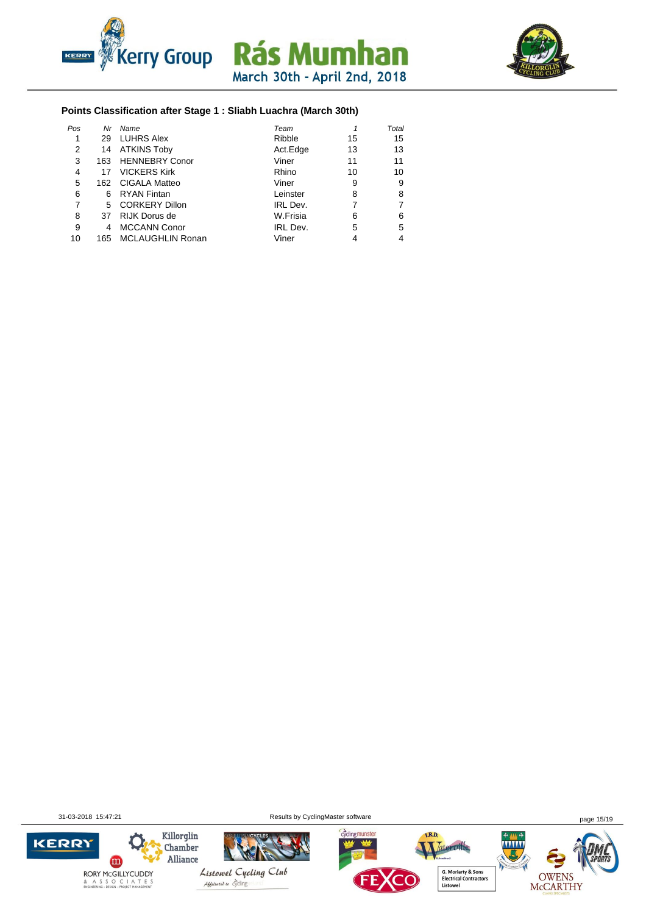## Points Classification after Stage 1 : Sliabh Luachra (March 30th)

| Pos | Nr | Name | Team | 1 | Total |
|---|---|---|---|---|---|
| 1 | 29 | LUHRS Alex | Ribble | 15 | 15 |
| 2 | 14 | ATKINS Toby | Act.Edge | 13 | 13 |
| 3 | 163 | HENNEBRY Conor | Viner | 11 | 11 |
| 4 | 17 | VICKERS Kirk | Rhino | 10 | 10 |
| 5 | 162 | CIGALA Matteo | Viner | 9 | 9 |
| 6 | 6 | RYAN Fintan | Leinster | 8 | 8 |
| 7 | 5 | CORKERY Dillon | IRL Dev. | 7 | 7 |
| 8 | 37 | RIJK Dorus de | W.Frisia | 6 | 6 |
| 9 | 4 | MCCANN Conor | IRL Dev. | 5 | 5 |
| 10 | 165 | MCLAUGHLIN Ronan | Viner | 4 | 4 |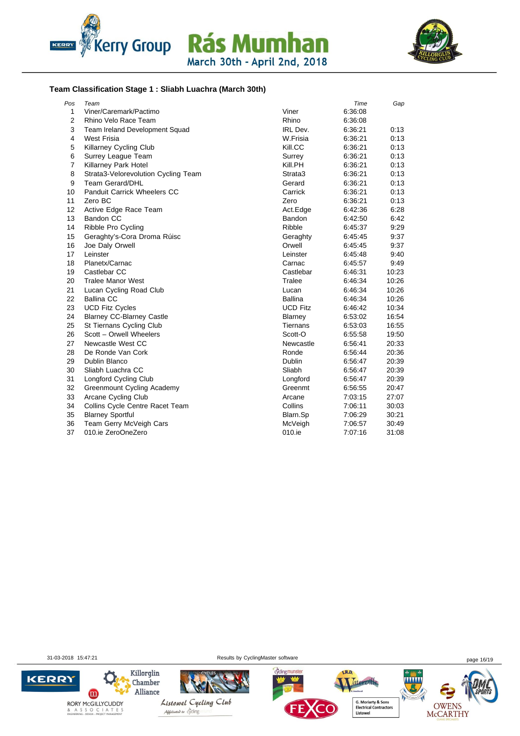Rás Mumhan

March 30th - April 2nd, 2018

### Team Classification Stage 1 : Sliabh Luachra (March 30th)

| Pos | Team | | Time | Gap |
|---|---|---|---|---|
| 1 | Viner/Caremark/Pactimo | Viner | 6:36:08 | |
| 2 | Rhino Velo Race Team | Rhino | 6:36:08 | |
| 3 | Team Ireland Development Squad | IRL Dev. | 6:36:21 | 0:13 |
| 4 | West Frisia | W.Frisia | 6:36:21 | 0:13 |
| 5 | Killarney Cycling Club | Kill.CC | 6:36:21 | 0:13 |
| 6 | Surrey League Team | Surrey | 6:36:21 | 0:13 |
| 7 | Killarney Park Hotel | Kill.PH | 6:36:21 | 0:13 |
| 8 | Strata3-Velorevolution Cycling Team | Strata3 | 6:36:21 | 0:13 |
| 9 | Team Gerard/DHL | Gerard | 6:36:21 | 0:13 |
| 10 | Panduit Carrick Wheelers CC | Carrick | 6:36:21 | 0:13 |
| 11 | Zero BC | Zero | 6:36:21 | 0:13 |
| 12 | Active Edge Race Team | Act.Edge | 6:42:36 | 6:28 |
| 13 | Bandon CC | Bandon | 6:42:50 | 6:42 |
| 14 | Ribble Pro Cycling | Ribble | 6:45:37 | 9:29 |
| 15 | Geraghty's-Cora Droma Rúisc | Geraghty | 6:45:45 | 9:37 |
| 16 | Joe Daly Orwell | Orwell | 6:45:45 | 9:37 |
| 17 | Leinster | Leinster | 6:45:48 | 9:40 |
| 18 | Planetx/Carnac | Carnac | 6:45:57 | 9:49 |
| 19 | Castlebar CC | Castlebar | 6:46:31 | 10:23 |
| 20 | Tralee Manor West | Tralee | 6:46:34 | 10:26 |
| 21 | Lucan Cycling Road Club | Lucan | 6:46:34 | 10:26 |
| 22 | Ballina CC | Ballina | 6:46:34 | 10:26 |
| 23 | UCD Fitz Cycles | UCD Fitz | 6:46:42 | 10:34 |
| 24 | Blarney CC-Blarney Castle | Blarney | 6:53:02 | 16:54 |
| 25 | St Tiernans Cycling Club | Tiernans | 6:53:03 | 16:55 |
| 26 | Scott – Orwell Wheelers | Scott-O | 6:55:58 | 19:50 |
| 27 | Newcastle West CC | Newcastle | 6:56:41 | 20:33 |
| 28 | De Ronde Van Cork | Ronde | 6:56:44 | 20:36 |
| 29 | Dublin Blanco | Dublin | 6:56:47 | 20:39 |
| 30 | Sliabh Luachra CC | Sliabh | 6:56:47 | 20:39 |
| 31 | Longford Cycling Club | Longford | 6:56:47 | 20:39 |
| 32 | Greenmount Cycling Academy | Greenmt | 6:56:55 | 20:47 |
| 33 | Arcane Cycling Club | Arcane | 7:03:15 | 27:07 |
| 34 | Collins Cycle Centre Racet Team | Collins | 7:06:11 | 30:03 |
| 35 | Blarney Sportful | Blarn.Sp | 7:06:29 | 30:21 |
| 36 | Team Gerry McVeigh Cars | McVeigh | 7:06:57 | 30:49 |
| 37 | 010.ie ZeroOneZero | 010.ie | 7:07:16 | 31:08 |

31-03-2018 15:47:21 Results by CyclingMaster software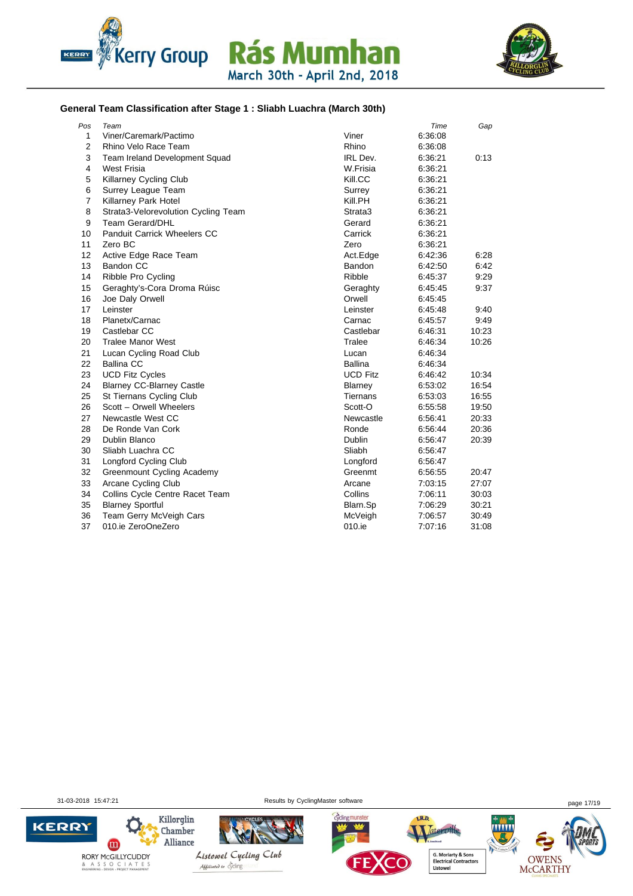## General Team Classification after Stage 1 : Sliabh Luachra (March 30th)

| Pos | Team | | Time | Gap |
|---|---|---|---|---|
| 1 | Viner/Caremark/Pactimo | Viner | 6:36:08 | |
| 2 | Rhino Velo Race Team | Rhino | 6:36:08 | |
| 3 | Team Ireland Development Squad | IRL Dev. | 6:36:21 | 0:13 |
| 4 | West Frisia | W.Frisia | 6:36:21 | |
| 5 | Killarney Cycling Club | Kill.CC | 6:36:21 | |
| 6 | Surrey League Team | Surrey | 6:36:21 | |
| 7 | Killarney Park Hotel | Kill.PH | 6:36:21 | |
| 8 | Strata3-Velorevolution Cycling Team | Strata3 | 6:36:21 | |
| 9 | Team Gerard/DHL | Gerard | 6:36:21 | |
| 10 | Panduit Carrick Wheelers CC | Carrick | 6:36:21 | |
| 11 | Zero BC | Zero | 6:36:21 | |
| 12 | Active Edge Race Team | Act.Edge | 6:42:36 | 6:28 |
| 13 | Bandon CC | Bandon | 6:42:50 | 6:42 |
| 14 | Ribble Pro Cycling | Ribble | 6:45:37 | 9:29 |
| 15 | Geraghty's-Cora Droma Rúisc | Geraghty | 6:45:45 | 9:37 |
| 16 | Joe Daly Orwell | Orwell | 6:45:45 | |
| 17 | Leinster | Leinster | 6:45:48 | 9:40 |
| 18 | Planetx/Carnac | Carnac | 6:45:57 | 9:49 |
| 19 | Castlebar CC | Castlebar | 6:46:31 | 10:23 |
| 20 | Tralee Manor West | Tralee | 6:46:34 | 10:26 |
| 21 | Lucan Cycling Road Club | Lucan | 6:46:34 | |
| 22 | Ballina CC | Ballina | 6:46:34 | |
| 23 | UCD Fitz Cycles | UCD Fitz | 6:46:42 | 10:34 |
| 24 | Blarney CC-Blarney Castle | Blarney | 6:53:02 | 16:54 |
| 25 | St Tiernans Cycling Club | Tiernans | 6:53:03 | 16:55 |
| 26 | Scott – Orwell Wheelers | Scott-O | 6:55:58 | 19:50 |
| 27 | Newcastle West CC | Newcastle | 6:56:41 | 20:33 |
| 28 | De Ronde Van Cork | Ronde | 6:56:44 | 20:36 |
| 29 | Dublin Blanco | Dublin | 6:56:47 | 20:39 |
| 30 | Sliabh Luachra CC | Sliabh | 6:56:47 | |
| 31 | Longford Cycling Club | Longford | 6:56:47 | |
| 32 | Greenmount Cycling Academy | Greenmt | 6:56:55 | 20:47 |
| 33 | Arcane Cycling Club | Arcane | 7:03:15 | 27:07 |
| 34 | Collins Cycle Centre Racet Team | Collins | 7:06:11 | 30:03 |
| 35 | Blarney Sportful | Blarn.Sp | 7:06:29 | 30:21 |
| 36 | Team Gerry McVeigh Cars | McVeigh | 7:06:57 | 30:49 |
| 37 | 010.ie ZeroOneZero | 010.ie | 7:07:16 | 31:08 |

31-03-2018 15:47:21 Results by CyclingMaster software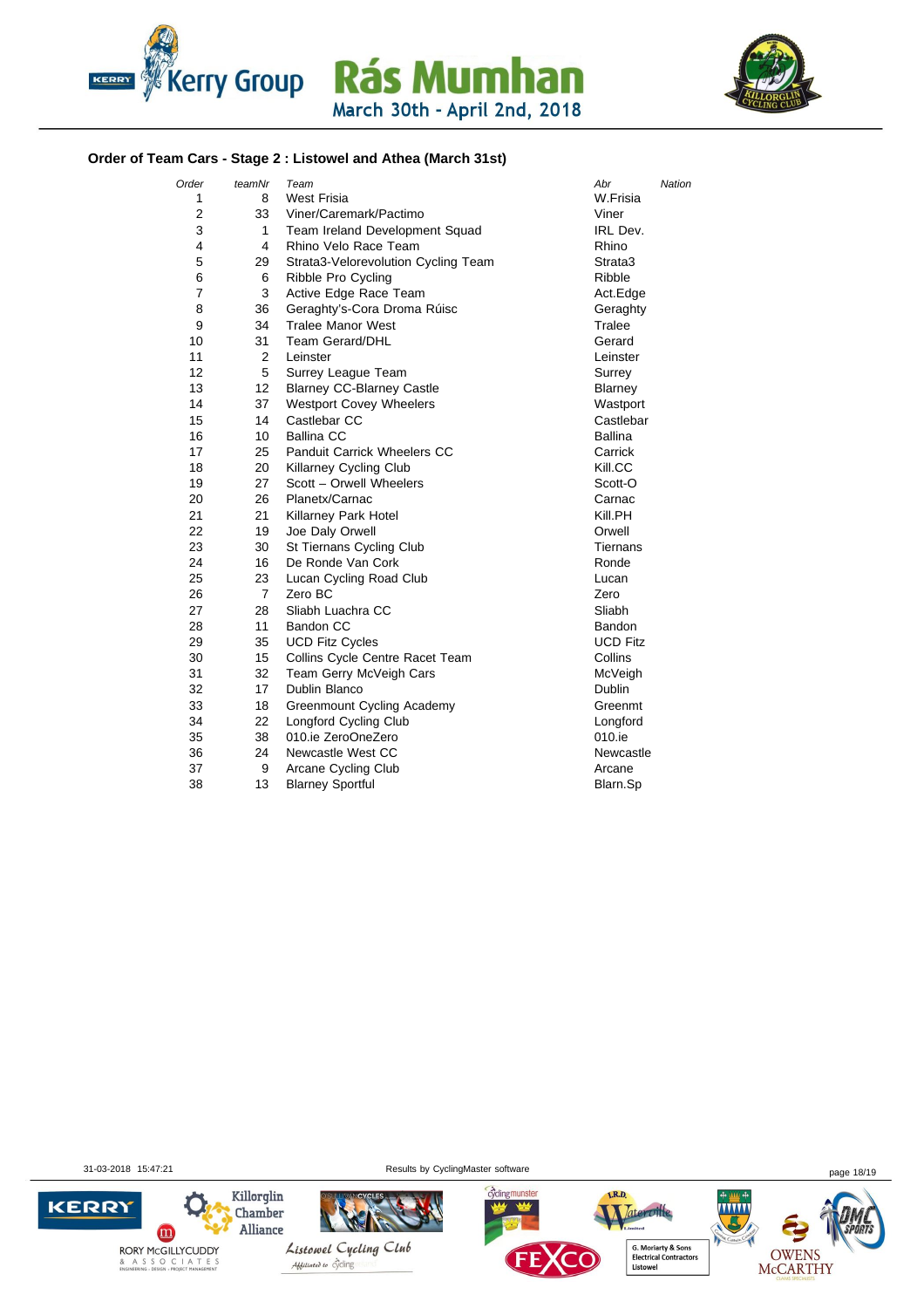## Order of Team Cars - Stage 2 : Listowel and Athea (March 31st)

| Order | teamNr | Team | Abr | Nation |
|---|---|---|---|---|
| 1 | 8 | West Frisia | W.Frisia | |
| 2 | 33 | Viner/Caremark/Pactimo | Viner | |
| 3 | 1 | Team Ireland Development Squad | IRL Dev. | |
| 4 | 4 | Rhino Velo Race Team | Rhino | |
| 5 | 29 | Strata3-Velorevolution Cycling Team | Strata3 | |
| 6 | 6 | Ribble Pro Cycling | Ribble | |
| 7 | 3 | Active Edge Race Team | Act.Edge | |
| 8 | 36 | Geraghty's-Cora Droma Rúisc | Geraghty | |
| 9 | 34 | Tralee Manor West | Tralee | |
| 10 | 31 | Team Gerard/DHL | Gerard | |
| 11 | 2 | Leinster | Leinster | |
| 12 | 5 | Surrey League Team | Surrey | |
| 13 | 12 | Blarney CC-Blarney Castle | Blarney | |
| 14 | 37 | Westport Covey Wheelers | Wastport | |
| 15 | 14 | Castlebar CC | Castlebar | |
| 16 | 10 | Ballina CC | Ballina | |
| 17 | 25 | Panduit Carrick Wheelers CC | Carrick | |
| 18 | 20 | Killarney Cycling Club | Kill.CC | |
| 19 | 27 | Scott – Orwell Wheelers | Scott-O | |
| 20 | 26 | Planetx/Carnac | Carnac | |
| 21 | 21 | Killarney Park Hotel | Kill.PH | |
| 22 | 19 | Joe Daly Orwell | Orwell | |
| 23 | 30 | St Tiernans Cycling Club | Tiernans | |
| 24 | 16 | De Ronde Van Cork | Ronde | |
| 25 | 23 | Lucan Cycling Road Club | Lucan | |
| 26 | 7 | Zero BC | Zero | |
| 27 | 28 | Sliabh Luachra CC | Sliabh | |
| 28 | 11 | Bandon CC | Bandon | |
| 29 | 35 | UCD Fitz Cycles | UCD Fitz | |
| 30 | 15 | Collins Cycle Centre Racet Team | Collins | |
| 31 | 32 | Team Gerry McVeigh Cars | McVeigh | |
| 32 | 17 | Dublin Blanco | Dublin | |
| 33 | 18 | Greenmount Cycling Academy | Greenmt | |
| 34 | 22 | Longford Cycling Club | Longford | |
| 35 | 38 | 010.ie ZeroOneZero | 010.ie | |
| 36 | 24 | Newcastle West CC | Newcastle | |
| 37 | 9 | Arcane Cycling Club | Arcane | |
| 38 | 13 | Blarney Sportful | Blarn.Sp | |

31-03-2018 15:47:21 Results by CyclingMaster software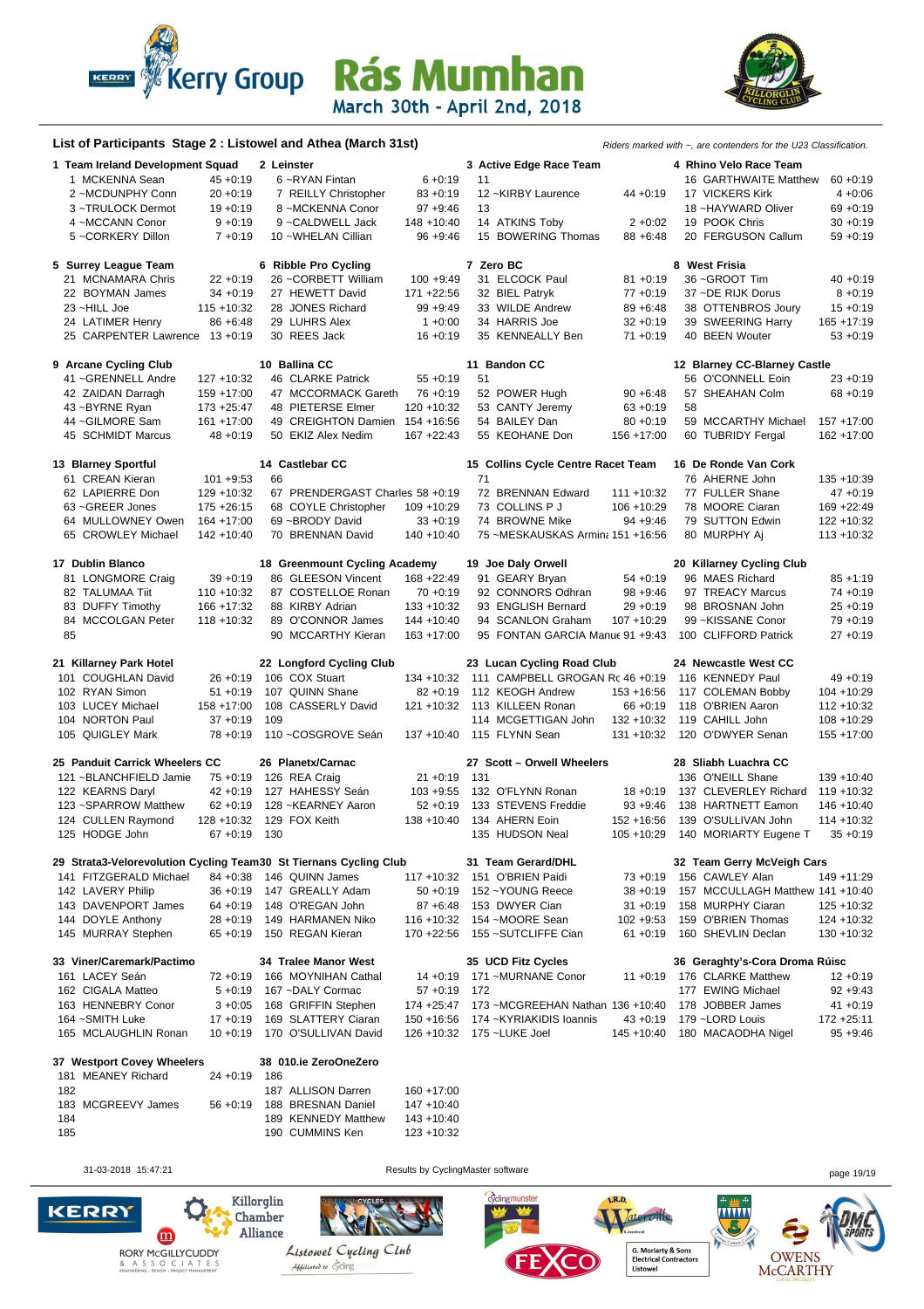# Kerry Group Rás Mumhan

March 30th - April 2nd, 2018

## List of Participants Stage 2 : Listowel and Athea (March 31st)

*Riders marked with ~, are contenders for the U23 Classification.*

### 1 Team Ireland Development Squad

| | | |
|---|---|---|
| 1 | MCKENNA Sean | 45 +0:19 |
| 2 | ~MCDUNPHY Conn | 20 +0:19 |
| 3 | ~TRULOCK Dermot | 19 +0:19 |
| 4 | ~MCCANN Conor | 9 +0:19 |
| 5 | ~CORKERY Dillon | 7 +0:19 |

### 2 Leinster

| | | |
|---|---|---|
| 6 | ~RYAN Fintan | 6 +0:19 |
| 7 | REILLY Christopher | 83 +0:19 |
| 8 | ~MCKENNA Conor | 97 +9:46 |
| 9 | ~CALDWELL Jack | 148 +10:40 |
| 10 | ~WHELAN Cillian | 96 +9:46 |

### 3 Active Edge Race Team

| | | |
|---|---|---|
| 11 | | |
| 12 | ~KIRBY Laurence | 44 +0:19 |
| 13 | | |
| 14 | ATKINS Toby | 2 +0:02 |
| 15 | BOWERING Thomas | 88 +6:48 |

### 4 Rhino Velo Race Team

| | | |
|---|---|---|
| 16 | GARTHWAITE Matthew | 60 +0:19 |
| 17 | VICKERS Kirk | 4 +0:06 |
| 18 | ~HAYWARD Oliver | 69 +0:19 |
| 19 | POOK Chris | 30 +0:19 |
| 20 | FERGUSON Callum | 59 +0:19 |

### 5 Surrey League Team

| | | |
|---|---|---|
| 21 | MCNAMARA Chris | 22 +0:19 |
| 22 | BOYMAN James | 34 +0:19 |
| 23 | ~HILL Joe | 115 +10:32 |
| 24 | LATIMER Henry | 86 +6:48 |
| 25 | CARPENTER Lawrence | 13 +0:19 |

### 6 Ribble Pro Cycling

| | | |
|---|---|---|
| 26 | ~CORBETT William | 100 +9:49 |
| 27 | HEWETT David | 171 +22:56 |
| 28 | JONES Richard | 99 +9:49 |
| 29 | LUHRS Alex | 1 +0:00 |
| 30 | REES Jack | 16 +0:19 |

### 7 Zero BC

| | | |
|---|---|---|
| 31 | ELCOCK Paul | 81 +0:19 |
| 32 | BIEL Patryk | 77 +0:19 |
| 33 | WILDE Andrew | 89 +6:48 |
| 34 | HARRIS Joe | 32 +0:19 |
| 35 | KENNEALLY Ben | 71 +0:19 |

### 8 West Frisia

| | | |
|---|---|---|
| 36 | ~GROOT Tim | 40 +0:19 |
| 37 | ~DE RIJK Dorus | 8 +0:19 |
| 38 | OTTENBROS Joury | 15 +0:19 |
| 39 | SWEERING Harry | 165 +17:19 |
| 40 | BEEN Wouter | 53 +0:19 |

### 9 Arcane Cycling Club

| | | |
|---|---|---|
| 41 | ~GRENNELL Andre | 127 +10:32 |
| 42 | ZAIDAN Darragh | 159 +17:00 |
| 43 | ~BYRNE Ryan | 173 +25:47 |
| 44 | ~GILMORE Sam | 161 +17:00 |
| 45 | SCHMIDT Marcus | 48 +0:19 |

### 10 Ballina CC

| | | |
|---|---|---|
| 46 | CLARKE Patrick | 55 +0:19 |
| 47 | MCCORMACK Gareth | 76 +0:19 |
| 48 | PIETERSE Elmer | 120 +10:32 |
| 49 | CREIGHTON Damien | 154 +16:56 |
| 50 | EKIZ Alex Nedim | 167 +22:43 |

### 11 Bandon CC

| | | |
|---|---|---|
| 51 | | |
| 52 | POWER Hugh | 90 +6:48 |
| 53 | CANTY Jeremy | 63 +0:19 |
| 54 | BAILEY Dan | 80 +0:19 |
| 55 | KEOHANE Don | 156 +17:00 |

### 12 Blarney CC-Blarney Castle

| | | |
|---|---|---|
| 56 | O'CONNELL Eoin | 23 +0:19 |
| 57 | SHEAHAN Colm | 68 +0:19 |
| 58 | | |
| 59 | MCCARTHY Michael | 157 +17:00 |
| 60 | TUBRIDY Fergal | 162 +17:00 |

### 13 Blarney Sportful

| | | |
|---|---|---|
| 61 | CREAN Kieran | 101 +9:53 |
| 62 | LAPIERRE Don | 129 +10:32 |
| 63 | ~GREER Jones | 175 +26:15 |
| 64 | MULLOWNEY Owen | 164 +17:00 |
| 65 | CROWLEY Michael | 142 +10:40 |

### 14 Castlebar CC

| | | |
|---|---|---|
| 66 | | |
| 67 | PRENDERGAST Charles | 58 +0:19 |
| 68 | COYLE Christopher | 109 +10:29 |
| 69 | ~BRODY David | 33 +0:19 |
| 70 | BRENNAN David | 140 +10:40 |

### 15 Collins Cycle Centre Racet Team

| | | |
|---|---|---|
| 71 | | |
| 72 | BRENNAN Edward | 111 +10:32 |
| 73 | COLLINS P J | 106 +10:29 |
| 74 | BROWNE Mike | 94 +9:46 |
| 75 | ~MESKAUSKAS Armin | 151 +16:56 |

### 16 De Ronde Van Cork

| | | |
|---|---|---|
| 76 | AHERNE John | 135 +10:39 |
| 77 | FULLER Shane | 47 +0:19 |
| 78 | MOORE Ciaran | 169 +22:49 |
| 79 | SUTTON Edwin | 122 +10:32 |
| 80 | MURPHY Aj | 113 +10:32 |

### 17 Dublin Blanco

| | | |
|---|---|---|
| 81 | LONGMORE Craig | 39 +0:19 |
| 82 | TALUMAA Tiit | 110 +10:32 |
| 83 | DUFFY Timothy | 166 +17:32 |
| 84 | MCCOLGAN Peter | 118 +10:32 |
| 85 | | |

### 18 Greenmount Cycling Academy

| | | |
|---|---|---|
| 86 | GLEESON Vincent | 168 +22:49 |
| 87 | COSTELLOE Ronan | 70 +0:19 |
| 88 | KIRBY Adrian | 133 +10:32 |
| 89 | O'CONNOR James | 144 +10:40 |
| 90 | MCCARTHY Kieran | 163 +17:00 |

### 19 Joe Daly Orwell

| | | |
|---|---|---|
| 91 | GEARY Bryan | 54 +0:19 |
| 92 | CONNORS Odhran | 98 +9:46 |
| 93 | ENGLISH Bernard | 29 +0:19 |
| 94 | SCANLON Graham | 107 +10:29 |
| 95 | FONTAN GARCIA Manue | 91 +9:43 |

### 20 Killarney Cycling Club

| | | |
|---|---|---|
| 96 | MAES Richard | 85 +1:19 |
| 97 | TREACY Marcus | 74 +0:19 |
| 98 | BROSNAN John | 25 +0:19 |
| 99 | ~KISSANE Conor | 79 +0:19 |
| 100 | CLIFFORD Patrick | 27 +0:19 |

### 21 Killarney Park Hotel

| | | |
|---|---|---|
| 101 | COUGHLAN David | 26 +0:19 |
| 102 | RYAN Simon | 51 +0:19 |
| 103 | LUCEY Michael | 158 +17:00 |
| 104 | NORTON Paul | 37 +0:19 |
| 105 | QUIGLEY Mark | 78 +0:19 |

### 22 Longford Cycling Club

| | | |
|---|---|---|
| 106 | COX Stuart | 134 +10:32 |
| 107 | QUINN Shane | 82 +0:19 |
| 108 | CASSERLY David | 121 +10:32 |
| 109 | | |
| 110 | ~COSGROVE Seán | 137 +10:40 |

### 23 Lucan Cycling Road Club

| | | |
|---|---|---|
| 111 | CAMPBELL GROGAN Rc | 46 +0:19 |
| 112 | KEOGH Andrew | 153 +16:56 |
| 113 | KILLEEN Ronan | 66 +0:19 |
| 114 | MCGETTIGAN John | 132 +10:32 |
| 115 | FLYNN Sean | 131 +10:32 |

### 24 Newcastle West CC

| | | |
|---|---|---|
| 116 | KENNEDY Paul | 49 +0:19 |
| 117 | COLEMAN Bobby | 104 +10:29 |
| 118 | O'BRIEN Aaron | 112 +10:32 |
| 119 | CAHILL John | 108 +10:29 |
| 120 | O'DWYER Senan | 155 +17:00 |

### 25 Panduit Carrick Wheelers CC

| | | |
|---|---|---|
| 121 | ~BLANCHFIELD Jamie | 75 +0:19 |
| 122 | KEARNS Daryl | 42 +0:19 |
| 123 | ~SPARROW Matthew | 62 +0:19 |
| 124 | CULLEN Raymond | 128 +10:32 |
| 125 | HODGE John | 67 +0:19 |

### 26 Planetx/Carnac

| | | |
|---|---|---|
| 126 | REA Craig | 21 +0:19 |
| 127 | HAHESSY Seán | 103 +9:55 |
| 128 | ~KEARNEY Kevin | 52 +0:19 |
| 129 | FOX Keith | 138 +10:40 |
| 130 | | |

### 27 Scott – Orwell Wheelers

| | | |
|---|---|---|
| 131 | | |
| 132 | O'FLYNN Ronan | 18 +0:19 |
| 133 | STEVENS Freddie | 93 +9:46 |
| 134 | AHERN Eoin | 152 +16:56 |
| 135 | HUDSON Neal | 105 +10:29 |

### 28 Sliabh Luachra CC

| | | |
|---|---|---|
| 136 | O'NEILL Shane | 139 +10:40 |
| 137 | CLEVERLEY Richard | 119 +10:32 |
| 138 | HARTNETT Eamon | 146 +10:40 |
| 139 | O'SULLIVAN John | 114 +10:32 |
| 140 | MORIARTY Eugene T | 35 +0:19 |

### 29 Strata3-Velorevolution Cycling Team

| | | |
|---|---|---|
| 141 | FITZGERALD Michael | 84 +0:38 |
| 142 | LAVERY Philip | 36 +0:19 |
| 143 | DAVENPORT James | 64 +0:19 |
| 144 | DOYLE Anthony | 28 +0:19 |
| 145 | MURRAY Stephen | 65 +0:19 |

### 30 St Tiernans Cycling Club

| | | |
|---|---|---|
| 146 | QUINN James | 117 +10:32 |
| 147 | GREALLY Adam | 50 +0:19 |
| 148 | O'REGAN John | 87 +6:48 |
| 149 | HARMANEN Niko | 116 +10:32 |
| 150 | REGAN Kieran | 170 +22:56 |

### 31 Team Gerard/DHL

| | | |
|---|---|---|
| 151 | O'BRIEN Paidi | 73 +0:19 |
| 152 | ~YOUNG Reece | 38 +0:19 |
| 153 | DWYER Cian | 31 +0:19 |
| 154 | ~MOORE Sean | 102 +9:53 |
| 155 | ~SUTCLIFFE Cian | 61 +0:19 |

### 32 Team Gerry McVeigh Cars

| | | |
|---|---|---|
| 156 | CAWLEY Alan | 149 +11:29 |
| 157 | MCCULLAGH Matthew | 141 +10:40 |
| 158 | MURPHY Ciaran | 125 +10:32 |
| 159 | O'BRIEN Thomas | 124 +10:32 |
| 160 | SHEVLIN Declan | 130 +10:32 |

### 33 Viner/Caremark/Pactimo

| | | |
|---|---|---|
| 161 | LACEY Seán | 72 +0:19 |
| 162 | CIGALA Matteo | 5 +0:19 |
| 163 | HENNEBRY Conor | 3 +0:05 |
| 164 | ~SMITH Luke | 17 +0:19 |
| 165 | MCLAUGHLIN Ronan | 10 +0:19 |

### 34 Tralee Manor West

| | | |
|---|---|---|
| 166 | MOYNIHAN Cathal | 14 +0:19 |
| 167 | ~DALY Cormac | 57 +0:19 |
| 168 | GRIFFIN Stephen | 174 +25:47 |
| 169 | SLATTERY Ciaran | 150 +16:56 |
| 170 | O'SULLIVAN David | 126 +10:32 |

### 35 UCD Fitz Cycles

| | | |
|---|---|---|
| 171 | ~MURNANE Conor | 11 +0:19 |
| 172 | | |
| 173 | ~MCGREEHAN Nathan | 136 +10:40 |
| 174 | ~KYRIAKIDIS Ioannis | 43 +0:19 |
| 175 | ~LUKE Joel | 145 +10:40 |

### 36 Geraghty's-Cora Droma Rúisc

| | | |
|---|---|---|
| 176 | CLARKE Matthew | 12 +0:19 |
| 177 | EWING Michael | 92 +9:43 |
| 178 | JOBBER James | 41 +0:19 |
| 179 | ~LORD Louis | 172 +25:11 |
| 180 | MACAODHA Nigel | 95 +9:46 |

### 37 Westport Covey Wheelers

| | | |
|---|---|---|
| 181 | MEANEY Richard | 24 +0:19 |
| 182 | | |
| 183 | MCGREEVY James | 56 +0:19 |
| 184 | | |
| 185 | | |

### 38 010.ie ZeroOneZero

| | | |
|---|---|---|
| 186 | | |
| 187 | ALLISON Darren | 160 +17:00 |
| 188 | BRESNAN Daniel | 147 +10:40 |
| 189 | KENNEDY Matthew | 143 +10:40 |
| 190 | CUMMINS Ken | 123 +10:32 |

31-03-2018 15:47:21 — Results by CyclingMaster software